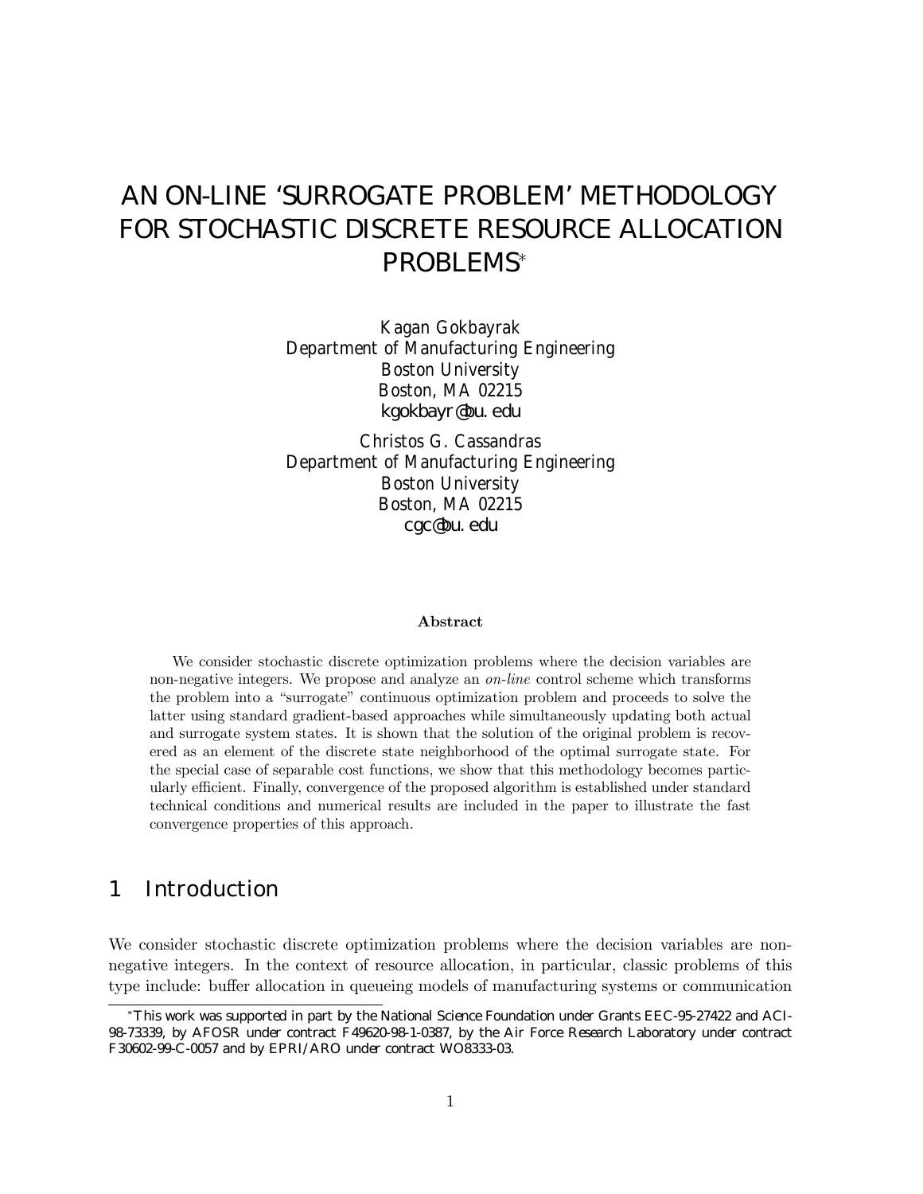# AN ON-LINE 'SURROGATE PROBLEM' METHODOLOGY FOR STOCHASTIC DISCRETE RESOURCE ALLOCATION PROBLEMS*

Kagan Gokbayrak
Department of Manufacturing Engineering
Boston University
Boston, MA 02215
kgokbayr@bu.edu

Christos G. Cassandras
Department of Manufacturing Engineering
Boston University
Boston, MA 02215
cgc@bu.edu

**Abstract**

We consider stochastic discrete optimization problems where the decision variables are non-negative integers. We propose and analyze an *on-line* control scheme which transforms the problem into a "surrogate" continuous optimization problem and proceeds to solve the latter using standard gradient-based approaches while simultaneously updating both actual and surrogate system states. It is shown that the solution of the original problem is recovered as an element of the discrete state neighborhood of the optimal surrogate state. For the special case of separable cost functions, we show that this methodology becomes particularly efficient. Finally, convergence of the proposed algorithm is established under standard technical conditions and numerical results are included in the paper to illustrate the fast convergence properties of this approach.

## 1 Introduction

We consider stochastic discrete optimization problems where the decision variables are non-negative integers. In the context of resource allocation, in particular, classic problems of this type include: buffer allocation in queueing models of manufacturing systems or communication

*This work was supported in part by the National Science Foundation under Grants EEC-95-27422 and ACI-98-73339, by AFOSR under contract F49620-98-1-0387, by the Air Force Research Laboratory under contract F30602-99-C-0057 and by EPRI/ARO under contract WO8333-03.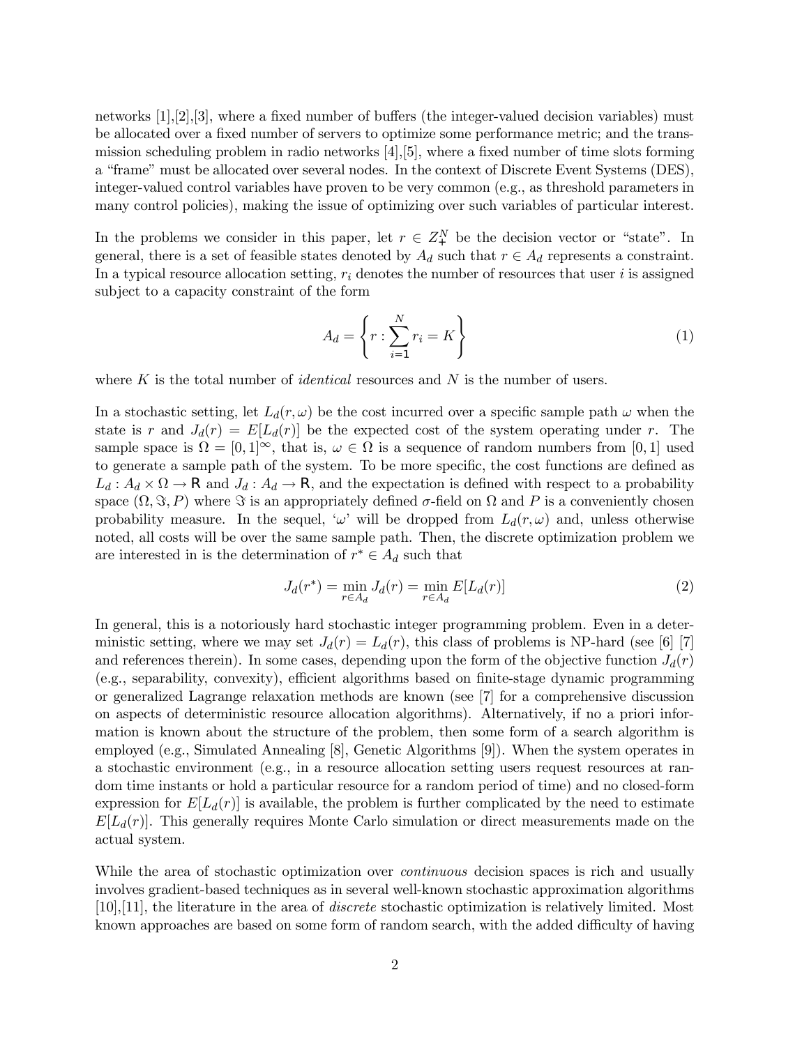networks [1],[2],[3], where a fixed number of buffers (the integer-valued decision variables) must be allocated over a fixed number of servers to optimize some performance metric; and the transmission scheduling problem in radio networks [4],[5], where a fixed number of time slots forming a "frame" must be allocated over several nodes. In the context of Discrete Event Systems (DES), integer-valued control variables have proven to be very common (e.g., as threshold parameters in many control policies), making the issue of optimizing over such variables of particular interest.

In the problems we consider in this paper, let $r \in Z_+^N$ be the decision vector or "state". In general, there is a set of feasible states denoted by $A_d$ such that $r \in A_d$ represents a constraint. In a typical resource allocation setting, $r_i$ denotes the number of resources that user $i$ is assigned subject to a capacity constraint of the form

$$A_d = \left\{ r : \sum_{i=1}^{N} r_i = K \right\} \tag{1}$$

where $K$ is the total number of *identical* resources and $N$ is the number of users.

In a stochastic setting, let $L_d(r, \omega)$ be the cost incurred over a specific sample path $\omega$ when the state is $r$ and $J_d(r) = E[L_d(r)]$ be the expected cost of the system operating under $r$. The sample space is $\Omega = [0, 1]^\infty$, that is, $\omega \in \Omega$ is a sequence of random numbers from $[0, 1]$ used to generate a sample path of the system. To be more specific, the cost functions are defined as $L_d : A_d \times \Omega \rightarrow \mathsf{R}$ and $J_d : A_d \rightarrow \mathsf{R}$, and the expectation is defined with respect to a probability space $(\Omega, \Im, P)$ where $\Im$ is an appropriately defined $\sigma$-field on $\Omega$ and $P$ is a conveniently chosen probability measure. In the sequel, '$\omega$' will be dropped from $L_d(r, \omega)$ and, unless otherwise noted, all costs will be over the same sample path. Then, the discrete optimization problem we are interested in is the determination of $r^* \in A_d$ such that

$$J_d(r^*) = \min_{r \in A_d} J_d(r) = \min_{r \in A_d} E[L_d(r)] \tag{2}$$

In general, this is a notoriously hard stochastic integer programming problem. Even in a deterministic setting, where we may set $J_d(r) = L_d(r)$, this class of problems is NP-hard (see [6] [7] and references therein). In some cases, depending upon the form of the objective function $J_d(r)$ (e.g., separability, convexity), efficient algorithms based on finite-stage dynamic programming or generalized Lagrange relaxation methods are known (see [7] for a comprehensive discussion on aspects of deterministic resource allocation algorithms). Alternatively, if no a priori information is known about the structure of the problem, then some form of a search algorithm is employed (e.g., Simulated Annealing [8], Genetic Algorithms [9]). When the system operates in a stochastic environment (e.g., in a resource allocation setting users request resources at random time instants or hold a particular resource for a random period of time) and no closed-form expression for $E[L_d(r)]$ is available, the problem is further complicated by the need to estimate $E[L_d(r)]$. This generally requires Monte Carlo simulation or direct measurements made on the actual system.

While the area of stochastic optimization over *continuous* decision spaces is rich and usually involves gradient-based techniques as in several well-known stochastic approximation algorithms [10],[11], the literature in the area of *discrete* stochastic optimization is relatively limited. Most known approaches are based on some form of random search, with the added difficulty of having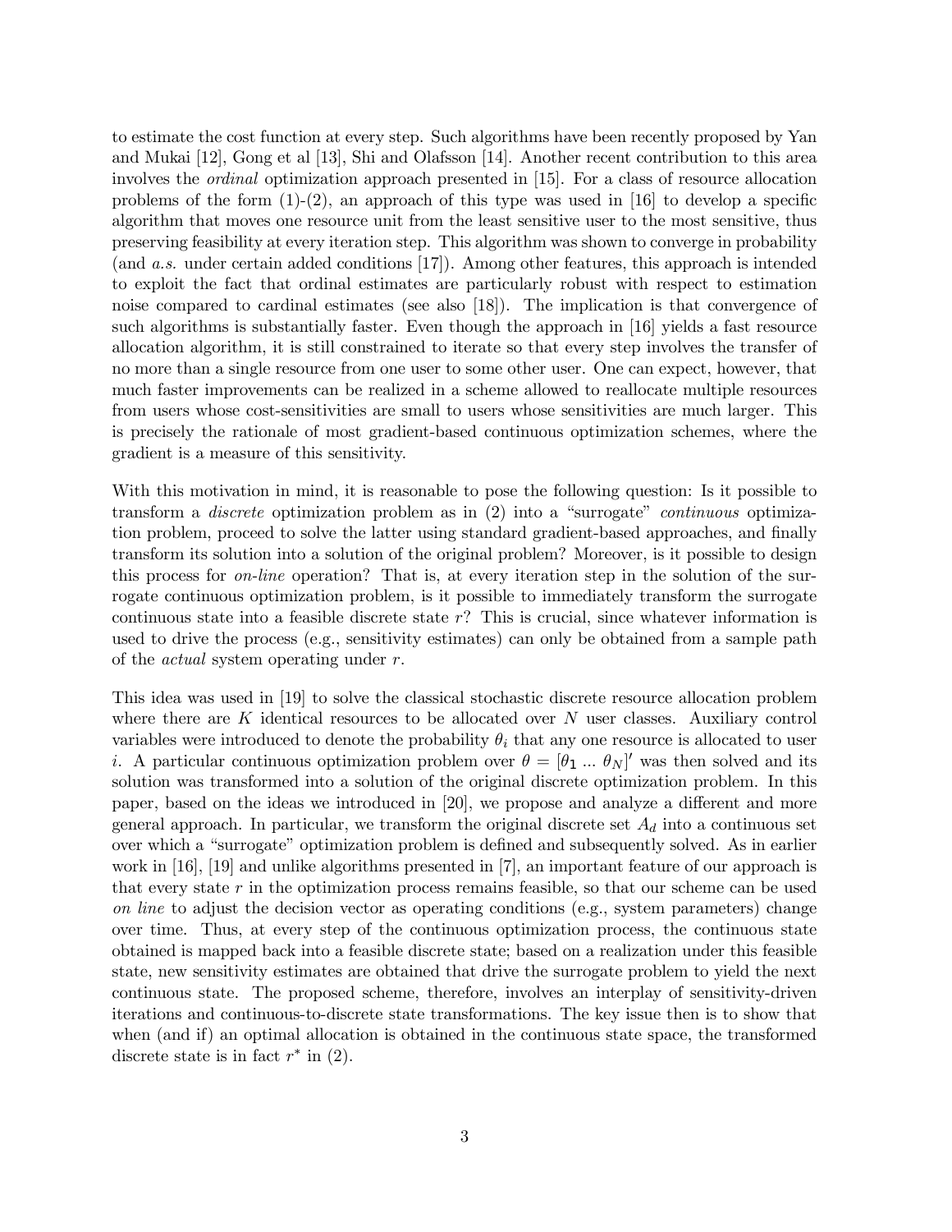to estimate the cost function at every step. Such algorithms have been recently proposed by Yan and Mukai [12], Gong et al [13], Shi and Olafsson [14]. Another recent contribution to this area involves the *ordinal* optimization approach presented in [15]. For a class of resource allocation problems of the form (1)-(2), an approach of this type was used in [16] to develop a specific algorithm that moves one resource unit from the least sensitive user to the most sensitive, thus preserving feasibility at every iteration step. This algorithm was shown to converge in probability (and *a.s.* under certain added conditions [17]). Among other features, this approach is intended to exploit the fact that ordinal estimates are particularly robust with respect to estimation noise compared to cardinal estimates (see also [18]). The implication is that convergence of such algorithms is substantially faster. Even though the approach in [16] yields a fast resource allocation algorithm, it is still constrained to iterate so that every step involves the transfer of no more than a single resource from one user to some other user. One can expect, however, that much faster improvements can be realized in a scheme allowed to reallocate multiple resources from users whose cost-sensitivities are small to users whose sensitivities are much larger. This is precisely the rationale of most gradient-based continuous optimization schemes, where the gradient is a measure of this sensitivity.

With this motivation in mind, it is reasonable to pose the following question: Is it possible to transform a *discrete* optimization problem as in (2) into a "surrogate" *continuous* optimization problem, proceed to solve the latter using standard gradient-based approaches, and finally transform its solution into a solution of the original problem? Moreover, is it possible to design this process for *on-line* operation? That is, at every iteration step in the solution of the surrogate continuous optimization problem, is it possible to immediately transform the surrogate continuous state into a feasible discrete state $r$? This is crucial, since whatever information is used to drive the process (e.g., sensitivity estimates) can only be obtained from a sample path of the *actual* system operating under $r$.

This idea was used in [19] to solve the classical stochastic discrete resource allocation problem where there are $K$ identical resources to be allocated over $N$ user classes. Auxiliary control variables were introduced to denote the probability $\theta_i$ that any one resource is allocated to user $i$. A particular continuous optimization problem over $\theta = [\theta_1 \ldots \theta_N]'$ was then solved and its solution was transformed into a solution of the original discrete optimization problem. In this paper, based on the ideas we introduced in [20], we propose and analyze a different and more general approach. In particular, we transform the original discrete set $A_d$ into a continuous set over which a "surrogate" optimization problem is defined and subsequently solved. As in earlier work in [16], [19] and unlike algorithms presented in [7], an important feature of our approach is that every state $r$ in the optimization process remains feasible, so that our scheme can be used *on line* to adjust the decision vector as operating conditions (e.g., system parameters) change over time. Thus, at every step of the continuous optimization process, the continuous state obtained is mapped back into a feasible discrete state; based on a realization under this feasible state, new sensitivity estimates are obtained that drive the surrogate problem to yield the next continuous state. The proposed scheme, therefore, involves an interplay of sensitivity-driven iterations and continuous-to-discrete state transformations. The key issue then is to show that when (and if) an optimal allocation is obtained in the continuous state space, the transformed discrete state is in fact $r^*$ in (2).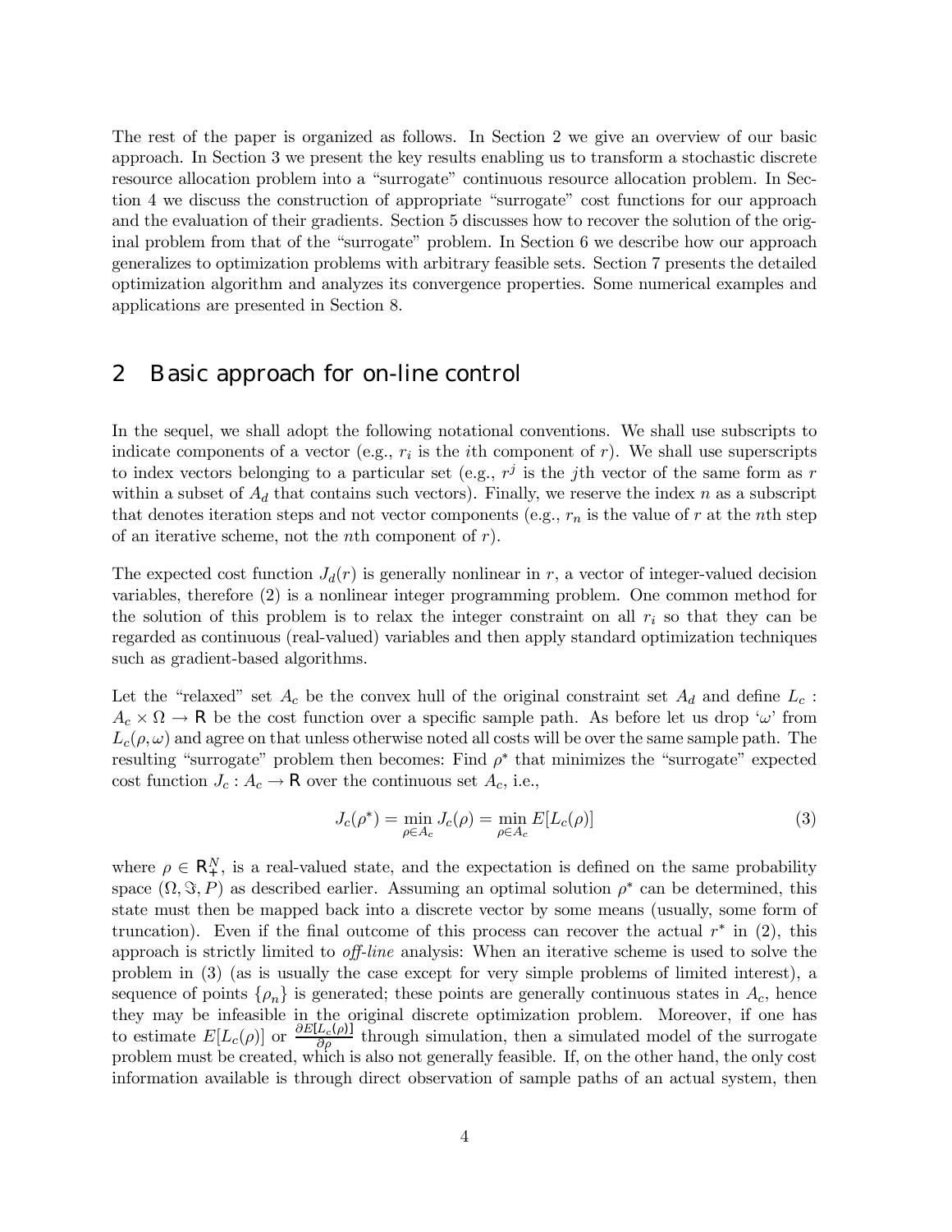The rest of the paper is organized as follows. In Section 2 we give an overview of our basic approach. In Section 3 we present the key results enabling us to transform a stochastic discrete resource allocation problem into a "surrogate" continuous resource allocation problem. In Section 4 we discuss the construction of appropriate "surrogate" cost functions for our approach and the evaluation of their gradients. Section 5 discusses how to recover the solution of the original problem from that of the "surrogate" problem. In Section 6 we describe how our approach generalizes to optimization problems with arbitrary feasible sets. Section 7 presents the detailed optimization algorithm and analyzes its convergence properties. Some numerical examples and applications are presented in Section 8.

## 2 Basic approach for on-line control

In the sequel, we shall adopt the following notational conventions. We shall use subscripts to indicate components of a vector (e.g., $r_i$ is the $i$th component of $r$). We shall use superscripts to index vectors belonging to a particular set (e.g., $r^j$ is the $j$th vector of the same form as $r$ within a subset of $A_d$ that contains such vectors). Finally, we reserve the index $n$ as a subscript that denotes iteration steps and not vector components (e.g., $r_n$ is the value of $r$ at the $n$th step of an iterative scheme, not the $n$th component of $r$).

The expected cost function $J_d(r)$ is generally nonlinear in $r$, a vector of integer-valued decision variables, therefore (2) is a nonlinear integer programming problem. One common method for the solution of this problem is to relax the integer constraint on all $r_i$ so that they can be regarded as continuous (real-valued) variables and then apply standard optimization techniques such as gradient-based algorithms.

Let the "relaxed" set $A_c$ be the convex hull of the original constraint set $A_d$ and define $L_c : A_c \times \Omega \to \mathbb{R}$ be the cost function over a specific sample path. As before let us drop '$\omega$' from $L_c(\rho, \omega)$ and agree on that unless otherwise noted all costs will be over the same sample path. The resulting "surrogate" problem then becomes: Find $\rho^*$ that minimizes the "surrogate" expected cost function $J_c : A_c \to \mathbb{R}$ over the continuous set $A_c$, i.e.,

$$J_c(\rho^*) = \min_{\rho \in A_c} J_c(\rho) = \min_{\rho \in A_c} E[L_c(\rho)] \tag{3}$$

where $\rho \in \mathbb{R}_+^N$, is a real-valued state, and the expectation is defined on the same probability space $(\Omega, \Im, P)$ as described earlier. Assuming an optimal solution $\rho^*$ can be determined, this state must then be mapped back into a discrete vector by some means (usually, some form of truncation). Even if the final outcome of this process can recover the actual $r^*$ in (2), this approach is strictly limited to *off-line* analysis: When an iterative scheme is used to solve the problem in (3) (as is usually the case except for very simple problems of limited interest), a sequence of points $\{\rho_n\}$ is generated; these points are generally continuous states in $A_c$, hence they may be infeasible in the original discrete optimization problem. Moreover, if one has to estimate $E[L_c(\rho)]$ or $\frac{\partial E[L_c(\rho)]}{\partial \rho}$ through simulation, then a simulated model of the surrogate problem must be created, which is also not generally feasible. If, on the other hand, the only cost information available is through direct observation of sample paths of an actual system, then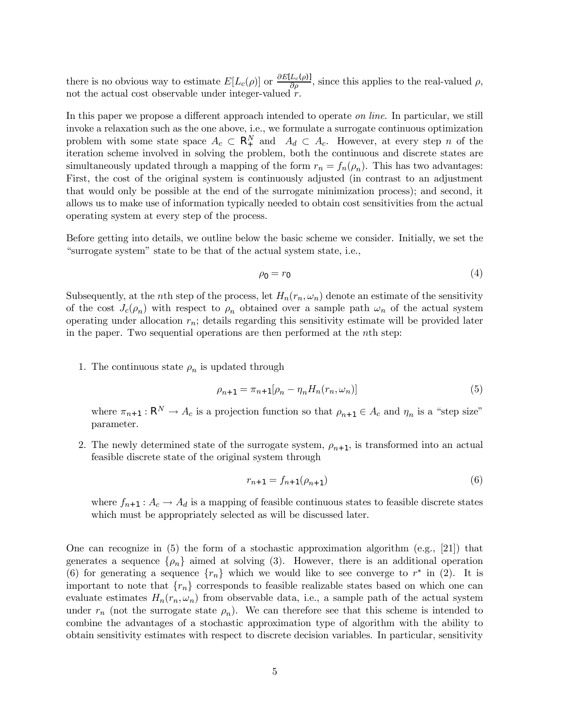there is no obvious way to estimate $E[L_c(\rho)]$ or $\frac{\partial E[L_c(\rho)]}{\partial \rho}$, since this applies to the real-valued $\rho$, not the actual cost observable under integer-valued $r$.

In this paper we propose a different approach intended to operate *on line*. In particular, we still invoke a relaxation such as the one above, i.e., we formulate a surrogate continuous optimization problem with some state space $A_c \subset \mathbb{R}_+^N$ and $A_d \subset A_c$. However, at every step $n$ of the iteration scheme involved in solving the problem, both the continuous and discrete states are simultaneously updated through a mapping of the form $r_n = f_n(\rho_n)$. This has two advantages: First, the cost of the original system is continuously adjusted (in contrast to an adjustment that would only be possible at the end of the surrogate minimization process); and second, it allows us to make use of information typically needed to obtain cost sensitivities from the actual operating system at every step of the process.

Before getting into details, we outline below the basic scheme we consider. Initially, we set the "surrogate system" state to be that of the actual system state, i.e.,

$$\rho_0 = r_0 \tag{4}$$

Subsequently, at the $n$th step of the process, let $H_n(r_n, \omega_n)$ denote an estimate of the sensitivity of the cost $J_c(\rho_n)$ with respect to $\rho_n$ obtained over a sample path $\omega_n$ of the actual system operating under allocation $r_n$; details regarding this sensitivity estimate will be provided later in the paper. Two sequential operations are then performed at the $n$th step:

1. The continuous state $\rho_n$ is updated through

$$\rho_{n+1} = \pi_{n+1}[\rho_n - \eta_n H_n(r_n, \omega_n)] \tag{5}$$

   where $\pi_{n+1} : \mathbb{R}^N \to A_c$ is a projection function so that $\rho_{n+1} \in A_c$ and $\eta_n$ is a "step size" parameter.

2. The newly determined state of the surrogate system, $\rho_{n+1}$, is transformed into an actual feasible discrete state of the original system through

$$r_{n+1} = f_{n+1}(\rho_{n+1}) \tag{6}$$

   where $f_{n+1} : A_c \to A_d$ is a mapping of feasible continuous states to feasible discrete states which must be appropriately selected as will be discussed later.

One can recognize in (5) the form of a stochastic approximation algorithm (e.g., [21]) that generates a sequence $\{\rho_n\}$ aimed at solving (3). However, there is an additional operation (6) for generating a sequence $\{r_n\}$ which we would like to see converge to $r^*$ in (2). It is important to note that $\{r_n\}$ corresponds to feasible realizable states based on which one can evaluate estimates $H_n(r_n, \omega_n)$ from observable data, i.e., a sample path of the actual system under $r_n$ (not the surrogate state $\rho_n$). We can therefore see that this scheme is intended to combine the advantages of a stochastic approximation type of algorithm with the ability to obtain sensitivity estimates with respect to discrete decision variables. In particular, sensitivity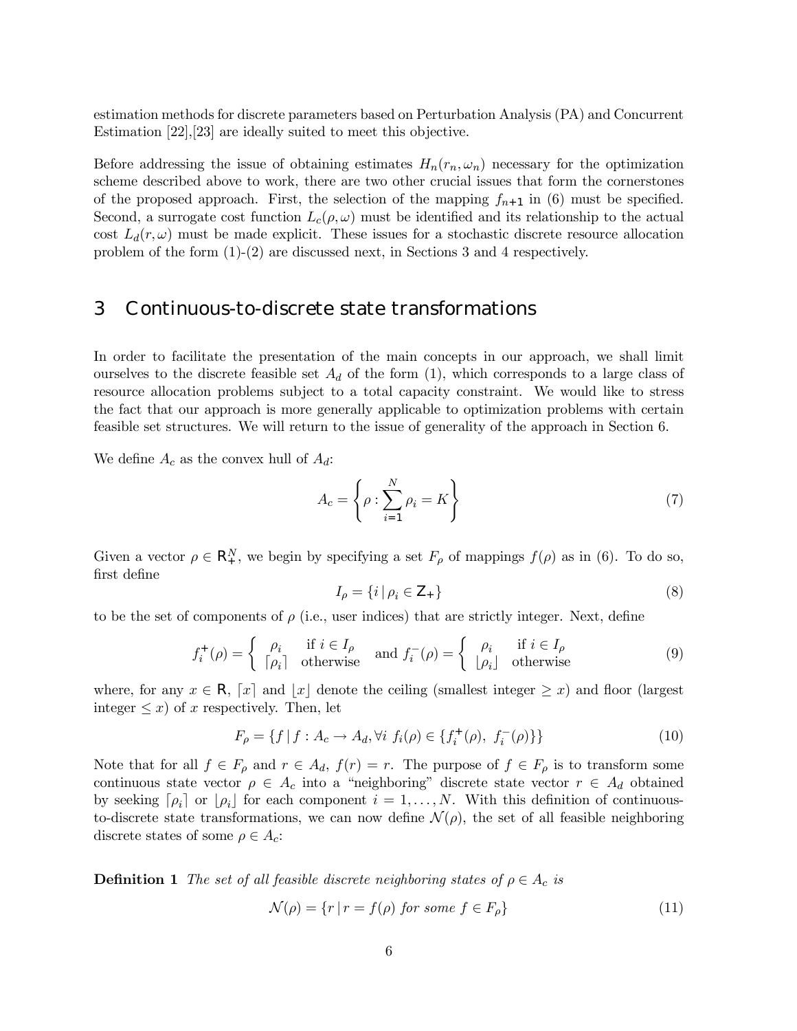estimation methods for discrete parameters based on Perturbation Analysis (PA) and Concurrent Estimation [22],[23] are ideally suited to meet this objective.

Before addressing the issue of obtaining estimates $H_n(r_n, \omega_n)$ necessary for the optimization scheme described above to work, there are two other crucial issues that form the cornerstones of the proposed approach. First, the selection of the mapping $f_{n+1}$ in (6) must be specified. Second, a surrogate cost function $L_c(\rho, \omega)$ must be identified and its relationship to the actual cost $L_d(r, \omega)$ must be made explicit. These issues for a stochastic discrete resource allocation problem of the form (1)-(2) are discussed next, in Sections 3 and 4 respectively.

## 3 Continuous-to-discrete state transformations

In order to facilitate the presentation of the main concepts in our approach, we shall limit ourselves to the discrete feasible set $A_d$ of the form (1), which corresponds to a large class of resource allocation problems subject to a total capacity constraint. We would like to stress the fact that our approach is more generally applicable to optimization problems with certain feasible set structures. We will return to the issue of generality of the approach in Section 6.

We define $A_c$ as the convex hull of $A_d$:

$$A_c = \left\{ \rho : \sum_{i=1}^{N} \rho_i = K \right\} \tag{7}$$

Given a vector $\rho \in \mathbb{R}_+^N$, we begin by specifying a set $F_\rho$ of mappings $f(\rho)$ as in (6). To do so, first define

$$I_\rho = \{ i \mid \rho_i \in \mathbb{Z}_+ \} \tag{8}$$

to be the set of components of $\rho$ (i.e., user indices) that are strictly integer. Next, define

$$f_i^+(\rho) = \begin{cases} \rho_i & \text{if } i \in I_\rho \\ \lceil \rho_i \rceil & \text{otherwise} \end{cases} \quad \text{and } f_i^-(\rho) = \begin{cases} \rho_i & \text{if } i \in I_\rho \\ \lfloor \rho_i \rfloor & \text{otherwise} \end{cases} \tag{9}$$

where, for any $x \in \mathbb{R}$, $\lceil x \rceil$ and $\lfloor x \rfloor$ denote the ceiling (smallest integer $\geq x$) and floor (largest integer $\leq x$) of $x$ respectively. Then, let

$$F_\rho = \{ f \mid f : A_c \to A_d, \forall i \ f_i(\rho) \in \{ f_i^+(\rho), \ f_i^-(\rho) \} \} \tag{10}$$

Note that for all $f \in F_\rho$ and $r \in A_d$, $f(r) = r$. The purpose of $f \in F_\rho$ is to transform some continuous state vector $\rho \in A_c$ into a "neighboring" discrete state vector $r \in A_d$ obtained by seeking $\lceil \rho_i \rceil$ or $\lfloor \rho_i \rfloor$ for each component $i = 1, \ldots, N$. With this definition of continuous-to-discrete state transformations, we can now define $\mathcal{N}(\rho)$, the set of all feasible neighboring discrete states of some $\rho \in A_c$:

**Definition 1** *The set of all feasible discrete neighboring states of $\rho \in A_c$ is*

$$\mathcal{N}(\rho) = \{ r \mid r = f(\rho) \text{ for some } f \in F_\rho \} \tag{11}$$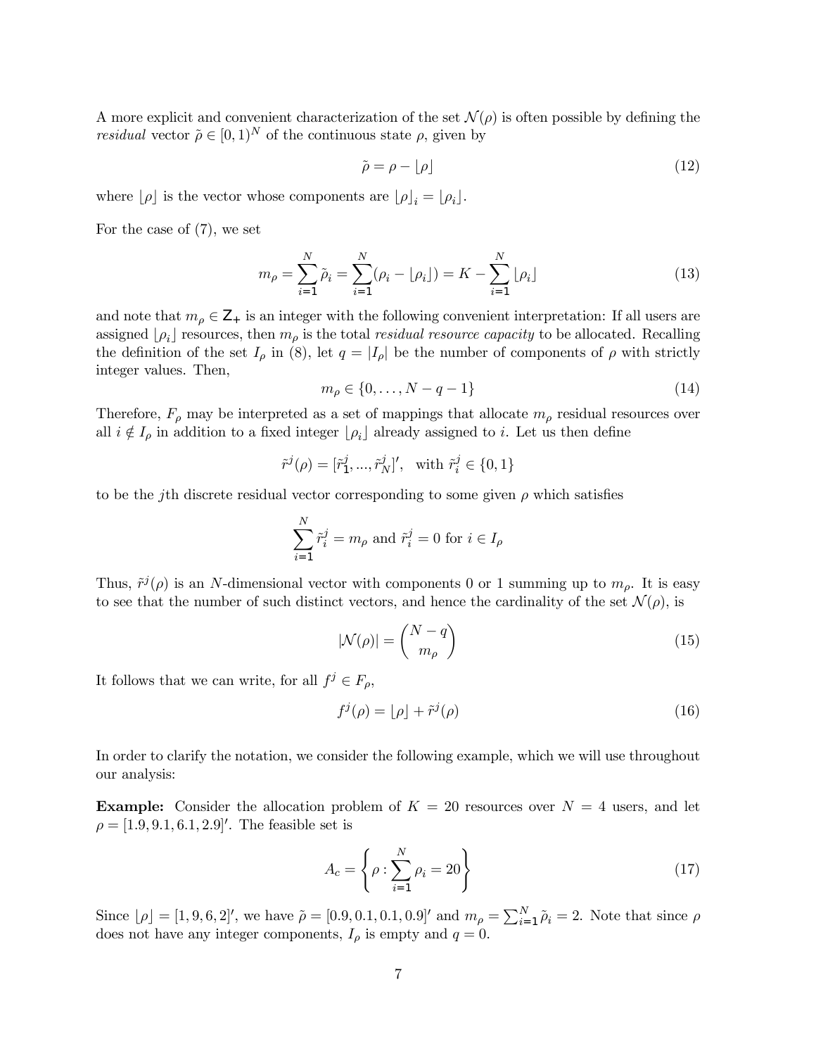A more explicit and convenient characterization of the set $\mathcal{N}(\rho)$ is often possible by defining the *residual* vector $\tilde{\rho} \in [0,1)^N$ of the continuous state $\rho$, given by

$$\tilde{\rho} = \rho - \lfloor \rho \rfloor \tag{12}$$

where $\lfloor \rho \rfloor$ is the vector whose components are $\lfloor \rho \rfloor_i = \lfloor \rho_i \rfloor$.

For the case of (7), we set

$$m_\rho = \sum_{i=1}^{N} \tilde{\rho}_i = \sum_{i=1}^{N} (\rho_i - \lfloor \rho_i \rfloor) = K - \sum_{i=1}^{N} \lfloor \rho_i \rfloor \tag{13}$$

and note that $m_\rho \in \mathsf{Z}_+$ is an integer with the following convenient interpretation: If all users are assigned $\lfloor \rho_i \rfloor$ resources, then $m_\rho$ is the total *residual resource capacity* to be allocated. Recalling the definition of the set $I_\rho$ in (8), let $q = |I_\rho|$ be the number of components of $\rho$ with strictly integer values. Then,

$$m_\rho \in \{0, \ldots, N - q - 1\} \tag{14}$$

Therefore, $F_\rho$ may be interpreted as a set of mappings that allocate $m_\rho$ residual resources over all $i \notin I_\rho$ in addition to a fixed integer $\lfloor \rho_i \rfloor$ already assigned to $i$. Let us then define

$$\tilde{r}^j(\rho) = [\tilde{r}_1^j, ..., \tilde{r}_N^j]', \quad \text{with } \tilde{r}_i^j \in \{0, 1\}$$

to be the $j$th discrete residual vector corresponding to some given $\rho$ which satisfies

$$\sum_{i=1}^{N} \tilde{r}_i^j = m_\rho \text{ and } \tilde{r}_i^j = 0 \text{ for } i \in I_\rho$$

Thus, $\tilde{r}^j(\rho)$ is an $N$-dimensional vector with components 0 or 1 summing up to $m_\rho$. It is easy to see that the number of such distinct vectors, and hence the cardinality of the set $\mathcal{N}(\rho)$, is

$$|\mathcal{N}(\rho)| = \binom{N - q}{m_\rho} \tag{15}$$

It follows that we can write, for all $f^j \in F_\rho$,

$$f^j(\rho) = \lfloor \rho \rfloor + \tilde{r}^j(\rho) \tag{16}$$

In order to clarify the notation, we consider the following example, which we will use throughout our analysis:

**Example:** Consider the allocation problem of $K = 20$ resources over $N = 4$ users, and let $\rho = [1.9, 9.1, 6.1, 2.9]'$. The feasible set is

$$A_c = \left\{ \rho : \sum_{i=1}^{N} \rho_i = 20 \right\} \tag{17}$$

Since $\lfloor \rho \rfloor = [1, 9, 6, 2]'$, we have $\tilde{\rho} = [0.9, 0.1, 0.1, 0.9]'$ and $m_\rho = \sum_{i=1}^{N} \tilde{\rho}_i = 2$. Note that since $\rho$ does not have any integer components, $I_\rho$ is empty and $q = 0$.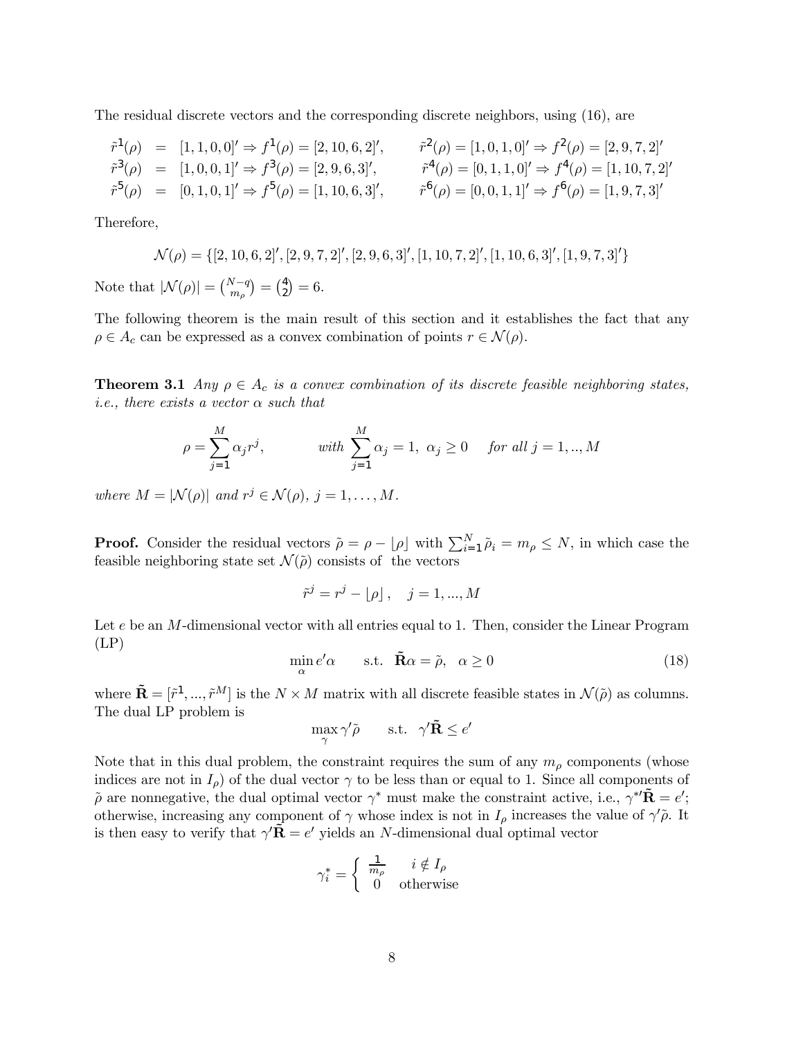The residual discrete vectors and the corresponding discrete neighbors, using (16), are

$$
\begin{aligned}
\tilde{r}^1(\rho) &= [1,1,0,0]' \Rightarrow f^1(\rho) = [2,10,6,2]', \qquad & \tilde{r}^2(\rho) = [1,0,1,0]' \Rightarrow f^2(\rho) = [2,9,7,2]' \\
\tilde{r}^3(\rho) &= [1,0,0,1]' \Rightarrow f^3(\rho) = [2,9,6,3]', \qquad & \tilde{r}^4(\rho) = [0,1,1,0]' \Rightarrow f^4(\rho) = [1,10,7,2]' \\
\tilde{r}^5(\rho) &= [0,1,0,1]' \Rightarrow f^5(\rho) = [1,10,6,3]', \qquad & \tilde{r}^6(\rho) = [0,0,1,1]' \Rightarrow f^6(\rho) = [1,9,7,3]'
\end{aligned}
$$

Therefore,

$$
\mathcal{N}(\rho) = \{[2,10,6,2]', [2,9,7,2]', [2,9,6,3]', [1,10,7,2]', [1,10,6,3]', [1,9,7,3]'\}
$$

Note that $|\mathcal{N}(\rho)| = \binom{N-q}{m_\rho} = \binom{4}{2} = 6$.

The following theorem is the main result of this section and it establishes the fact that any $\rho \in A_c$ can be expressed as a convex combination of points $r \in \mathcal{N}(\rho)$.

**Theorem 3.1** *Any $\rho \in A_c$ is a convex combination of its discrete feasible neighboring states, i.e., there exists a vector $\alpha$ such that*

$$
\rho = \sum_{j=1}^{M} \alpha_j r^j, \qquad \textit{with } \sum_{j=1}^{M} \alpha_j = 1, \ \alpha_j \geq 0 \quad \textit{for all } j = 1,..,M
$$

*where $M = |\mathcal{N}(\rho)|$ and $r^j \in \mathcal{N}(\rho)$, $j = 1, \ldots, M$.*

**Proof.** Consider the residual vectors $\tilde{\rho} = \rho - \lfloor \rho \rfloor$ with $\sum_{i=1}^{N} \tilde{\rho}_i = m_\rho \leq N$, in which case the feasible neighboring state set $\mathcal{N}(\tilde{\rho})$ consists of the vectors

$$
\tilde{r}^j = r^j - \lfloor \rho \rfloor, \quad j = 1, ..., M
$$

Let $e$ be an $M$-dimensional vector with all entries equal to 1. Then, consider the Linear Program (LP)

$$
\min_{\alpha} e'\alpha \qquad \text{s.t.} \quad \tilde{\mathbf{R}}\alpha = \tilde{\rho}, \quad \alpha \geq 0 \tag{18}
$$

where $\tilde{\mathbf{R}} = [\tilde{r}^1, ..., \tilde{r}^M]$ is the $N \times M$ matrix with all discrete feasible states in $\mathcal{N}(\tilde{\rho})$ as columns. The dual LP problem is

$$
\max_{\gamma} \gamma'\tilde{\rho} \qquad \text{s.t.} \quad \gamma'\tilde{\mathbf{R}} \leq e'
$$

Note that in this dual problem, the constraint requires the sum of any $m_\rho$ components (whose indices are not in $I_\rho$) of the dual vector $\gamma$ to be less than or equal to 1. Since all components of $\tilde{\rho}$ are nonnegative, the dual optimal vector $\gamma^*$ must make the constraint active, i.e., $\gamma^{*\prime}\tilde{\mathbf{R}} = e'$; otherwise, increasing any component of $\gamma$ whose index is not in $I_\rho$ increases the value of $\gamma'\tilde{\rho}$. It is then easy to verify that $\gamma'\tilde{\mathbf{R}} = e'$ yields an $N$-dimensional dual optimal vector

$$
\gamma_i^* = \begin{cases} \frac{1}{m_\rho} & i \notin I_\rho \\ 0 & \text{otherwise} \end{cases}
$$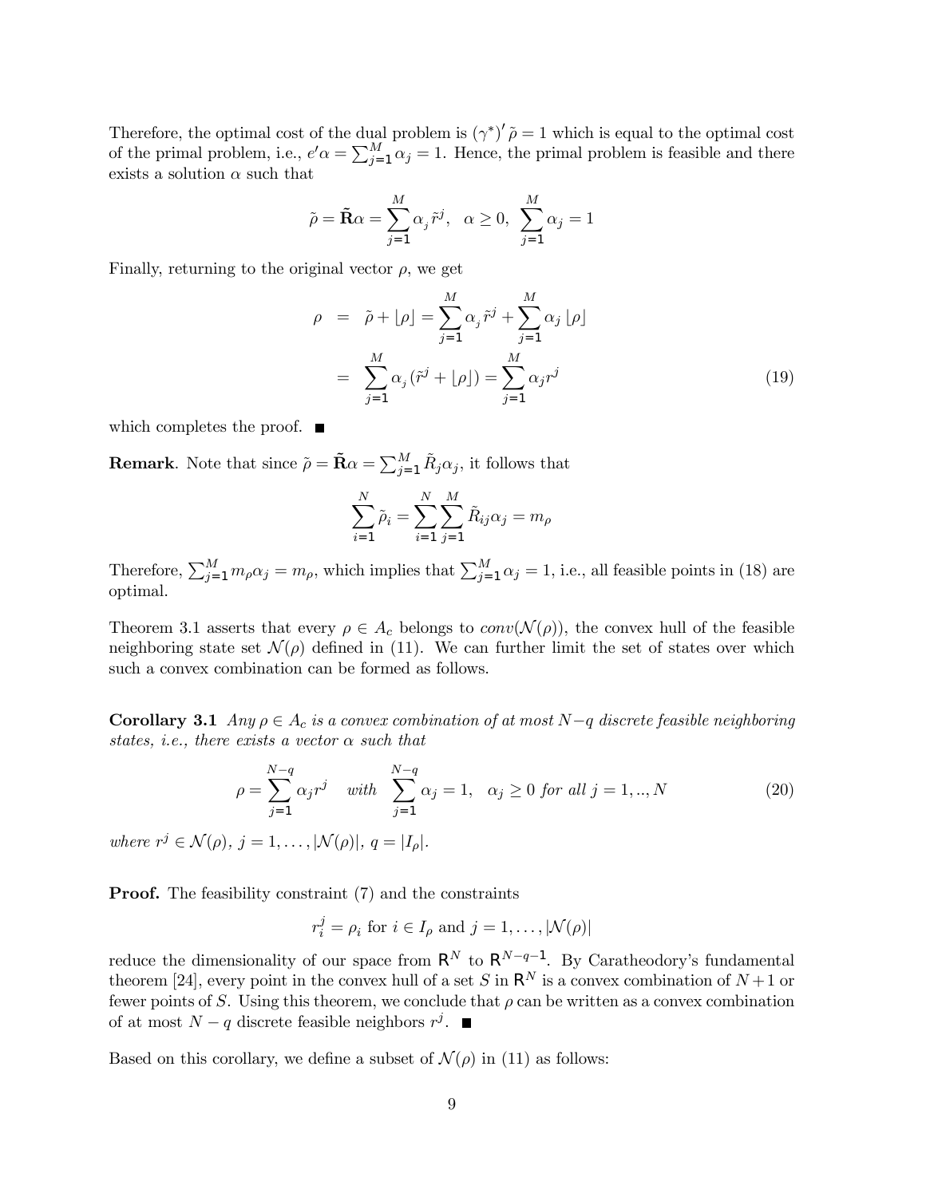Therefore, the optimal cost of the dual problem is $(\gamma^*)'\,\tilde{\rho} = 1$ which is equal to the optimal cost of the primal problem, i.e., $e'\alpha = \sum_{j=1}^{M} \alpha_j = 1$. Hence, the primal problem is feasible and there exists a solution $\alpha$ such that

$$\tilde{\rho} = \tilde{\mathbf{R}}\alpha = \sum_{j=1}^{M} \alpha_j \tilde{r}^j, \quad \alpha \geq 0, \ \sum_{j=1}^{M} \alpha_j = 1$$

Finally, returning to the original vector $\rho$, we get

$$\begin{aligned} \rho &= \tilde{\rho} + \lfloor \rho \rfloor = \sum_{j=1}^{M} \alpha_j \tilde{r}^j + \sum_{j=1}^{M} \alpha_j \lfloor \rho \rfloor \\ &= \sum_{j=1}^{M} \alpha_j \left(\tilde{r}^j + \lfloor \rho \rfloor\right) = \sum_{j=1}^{M} \alpha_j r^j \end{aligned} \tag{19}$$

which completes the proof. ■

**Remark**. Note that since $\tilde{\rho} = \tilde{\mathbf{R}}\alpha = \sum_{j=1}^{M} \tilde{R}_j \alpha_j$, it follows that

$$\sum_{i=1}^{N} \tilde{\rho}_i = \sum_{i=1}^{N} \sum_{j=1}^{M} \tilde{R}_{ij} \alpha_j = m_\rho$$

Therefore, $\sum_{j=1}^{M} m_\rho \alpha_j = m_\rho$, which implies that $\sum_{j=1}^{M} \alpha_j = 1$, i.e., all feasible points in (18) are optimal.

Theorem 3.1 asserts that every $\rho \in A_c$ belongs to $conv(\mathcal{N}(\rho))$, the convex hull of the feasible neighboring state set $\mathcal{N}(\rho)$ defined in (11). We can further limit the set of states over which such a convex combination can be formed as follows.

**Corollary 3.1** *Any $\rho \in A_c$ is a convex combination of at most $N-q$ discrete feasible neighboring states, i.e., there exists a vector $\alpha$ such that*

$$\rho = \sum_{j=1}^{N-q} \alpha_j r^j \quad \text{with} \quad \sum_{j=1}^{N-q} \alpha_j = 1, \quad \alpha_j \geq 0 \text{ for all } j = 1, .., N \tag{20}$$

*where $r^j \in \mathcal{N}(\rho)$, $j = 1, \ldots, |\mathcal{N}(\rho)|$, $q = |I_\rho|$.*

**Proof.** The feasibility constraint (7) and the constraints

$$r_i^j = \rho_i \text{ for } i \in I_\rho \text{ and } j = 1, \ldots, |\mathcal{N}(\rho)|$$

reduce the dimensionality of our space from $\mathsf{R}^N$ to $\mathsf{R}^{N-q-1}$. By Caratheodory's fundamental theorem [24], every point in the convex hull of a set $S$ in $\mathsf{R}^N$ is a convex combination of $N+1$ or fewer points of $S$. Using this theorem, we conclude that $\rho$ can be written as a convex combination of at most $N-q$ discrete feasible neighbors $r^j$. ■

Based on this corollary, we define a subset of $\mathcal{N}(\rho)$ in (11) as follows: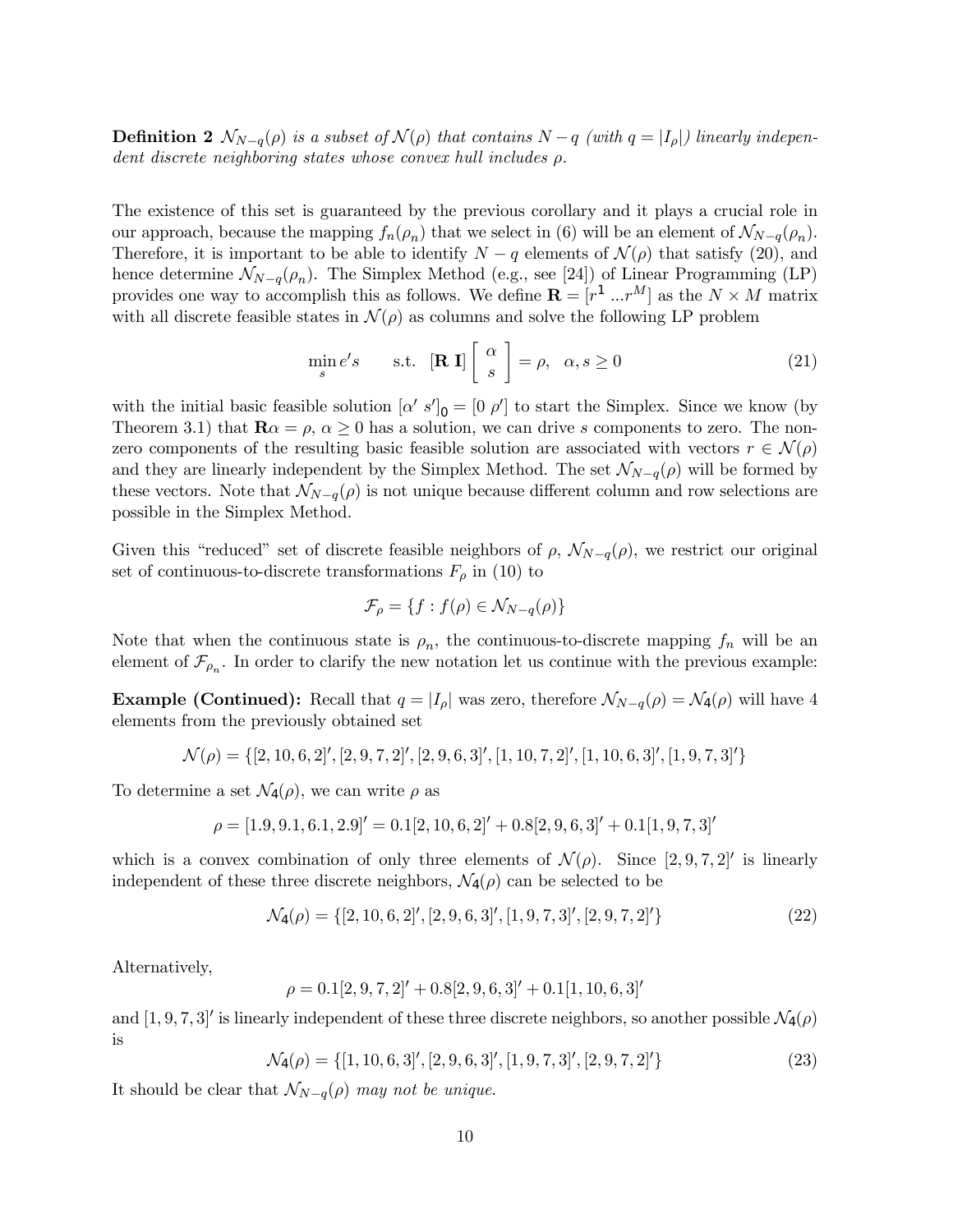**Definition 2** *$\mathcal{N}_{N-q}(\rho)$ is a subset of $\mathcal{N}(\rho)$ that contains $N-q$ (with $q = |I_\rho|$) linearly independent discrete neighboring states whose convex hull includes $\rho$.*

The existence of this set is guaranteed by the previous corollary and it plays a crucial role in our approach, because the mapping $f_n(\rho_n)$ that we select in (6) will be an element of $\mathcal{N}_{N-q}(\rho_n)$. Therefore, it is important to be able to identify $N-q$ elements of $\mathcal{N}(\rho)$ that satisfy (20), and hence determine $\mathcal{N}_{N-q}(\rho_n)$. The Simplex Method (e.g., see [24]) of Linear Programming (LP) provides one way to accomplish this as follows. We define $\mathbf{R} = [r^1 \ldots r^M]$ as the $N \times M$ matrix with all discrete feasible states in $\mathcal{N}(\rho)$ as columns and solve the following LP problem

$$\min_s e's \qquad \text{s.t.} \quad [\mathbf{R}\ \mathbf{I}] \begin{bmatrix} \alpha \\ s \end{bmatrix} = \rho, \quad \alpha, s \geq 0 \tag{21}$$

with the initial basic feasible solution $[\alpha'\ s']_0 = [0\ \rho']$ to start the Simplex. Since we know (by Theorem 3.1) that $\mathbf{R}\alpha = \rho$, $\alpha \geq 0$ has a solution, we can drive $s$ components to zero. The nonzero components of the resulting basic feasible solution are associated with vectors $r \in \mathcal{N}(\rho)$ and they are linearly independent by the Simplex Method. The set $\mathcal{N}_{N-q}(\rho)$ will be formed by these vectors. Note that $\mathcal{N}_{N-q}(\rho)$ is not unique because different column and row selections are possible in the Simplex Method.

Given this "reduced" set of discrete feasible neighbors of $\rho$, $\mathcal{N}_{N-q}(\rho)$, we restrict our original set of continuous-to-discrete transformations $F_\rho$ in (10) to

$$\mathcal{F}_\rho = \{f : f(\rho) \in \mathcal{N}_{N-q}(\rho)\}$$

Note that when the continuous state is $\rho_n$, the continuous-to-discrete mapping $f_n$ will be an element of $\mathcal{F}_{\rho_n}$. In order to clarify the new notation let us continue with the previous example:

**Example (Continued):** Recall that $q = |I_\rho|$ was zero, therefore $\mathcal{N}_{N-q}(\rho) = \mathcal{N}_4(\rho)$ will have 4 elements from the previously obtained set

$$\mathcal{N}(\rho) = \{[2, 10, 6, 2]', [2, 9, 7, 2]', [2, 9, 6, 3]', [1, 10, 7, 2]', [1, 10, 6, 3]', [1, 9, 7, 3]'\}$$

To determine a set $\mathcal{N}_4(\rho)$, we can write $\rho$ as

$$\rho = [1.9, 9.1, 6.1, 2.9]' = 0.1[2, 10, 6, 2]' + 0.8[2, 9, 6, 3]' + 0.1[1, 9, 7, 3]'$$

which is a convex combination of only three elements of $\mathcal{N}(\rho)$. Since $[2, 9, 7, 2]'$ is linearly independent of these three discrete neighbors, $\mathcal{N}_4(\rho)$ can be selected to be

$$\mathcal{N}_4(\rho) = \{[2, 10, 6, 2]', [2, 9, 6, 3]', [1, 9, 7, 3]', [2, 9, 7, 2]'\} \tag{22}$$

Alternatively,

$$\rho = 0.1[2, 9, 7, 2]' + 0.8[2, 9, 6, 3]' + 0.1[1, 10, 6, 3]'$$

and $[1, 9, 7, 3]'$ is linearly independent of these three discrete neighbors, so another possible $\mathcal{N}_4(\rho)$ is

$$\mathcal{N}_4(\rho) = \{[1, 10, 6, 3]', [2, 9, 6, 3]', [1, 9, 7, 3]', [2, 9, 7, 2]'\} \tag{23}$$

It should be clear that $\mathcal{N}_{N-q}(\rho)$ *may not be unique.*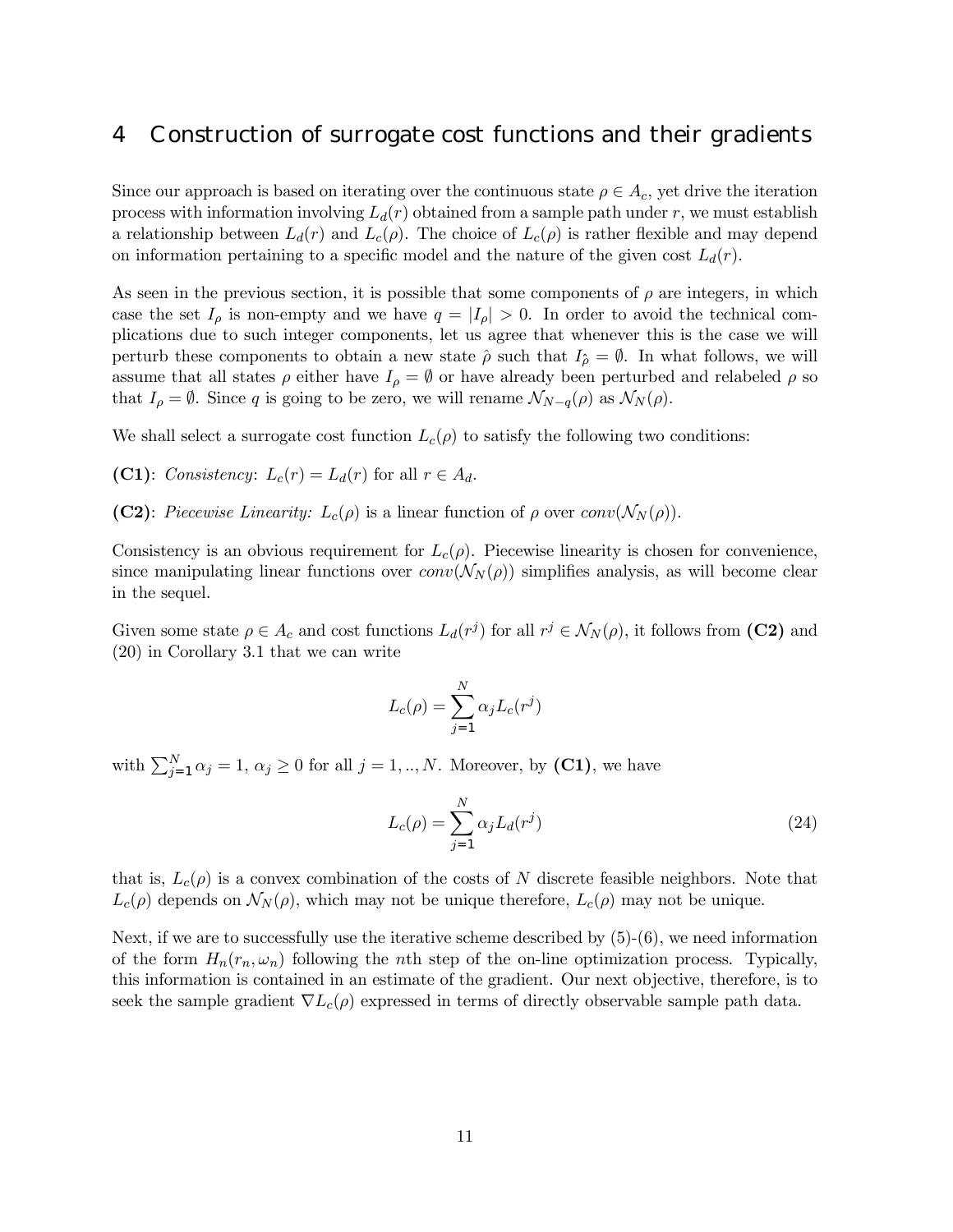## 4 Construction of surrogate cost functions and their gradients

Since our approach is based on iterating over the continuous state $\rho \in A_c$, yet drive the iteration process with information involving $L_d(r)$ obtained from a sample path under $r$, we must establish a relationship between $L_d(r)$ and $L_c(\rho)$. The choice of $L_c(\rho)$ is rather flexible and may depend on information pertaining to a specific model and the nature of the given cost $L_d(r)$.

As seen in the previous section, it is possible that some components of $\rho$ are integers, in which case the set $I_\rho$ is non-empty and we have $q = |I_\rho| > 0$. In order to avoid the technical complications due to such integer components, let us agree that whenever this is the case we will perturb these components to obtain a new state $\hat{\rho}$ such that $I_{\hat{\rho}} = \emptyset$. In what follows, we will assume that all states $\rho$ either have $I_\rho = \emptyset$ or have already been perturbed and relabeled $\rho$ so that $I_\rho = \emptyset$. Since $q$ is going to be zero, we will rename $\mathcal{N}_{N-q}(\rho)$ as $\mathcal{N}_N(\rho)$.

We shall select a surrogate cost function $L_c(\rho)$ to satisfy the following two conditions:

**(C1)**: *Consistency*: $L_c(r) = L_d(r)$ for all $r \in A_d$.

**(C2)**: *Piecewise Linearity:* $L_c(\rho)$ is a linear function of $\rho$ over $conv(\mathcal{N}_N(\rho))$.

Consistency is an obvious requirement for $L_c(\rho)$. Piecewise linearity is chosen for convenience, since manipulating linear functions over $conv(\mathcal{N}_N(\rho))$ simplifies analysis, as will become clear in the sequel.

Given some state $\rho \in A_c$ and cost functions $L_d(r^j)$ for all $r^j \in \mathcal{N}_N(\rho)$, it follows from **(C2)** and (20) in Corollary 3.1 that we can write

$$L_c(\rho) = \sum_{j=1}^{N} \alpha_j L_c(r^j)$$

with $\sum_{j=1}^{N} \alpha_j = 1$, $\alpha_j \geq 0$ for all $j = 1, .., N$. Moreover, by **(C1)**, we have

$$L_c(\rho) = \sum_{j=1}^{N} \alpha_j L_d(r^j) \tag{24}$$

that is, $L_c(\rho)$ is a convex combination of the costs of $N$ discrete feasible neighbors. Note that $L_c(\rho)$ depends on $\mathcal{N}_N(\rho)$, which may not be unique therefore, $L_c(\rho)$ may not be unique.

Next, if we are to successfully use the iterative scheme described by (5)-(6), we need information of the form $H_n(r_n, \omega_n)$ following the $n$th step of the on-line optimization process. Typically, this information is contained in an estimate of the gradient. Our next objective, therefore, is to seek the sample gradient $\nabla L_c(\rho)$ expressed in terms of directly observable sample path data.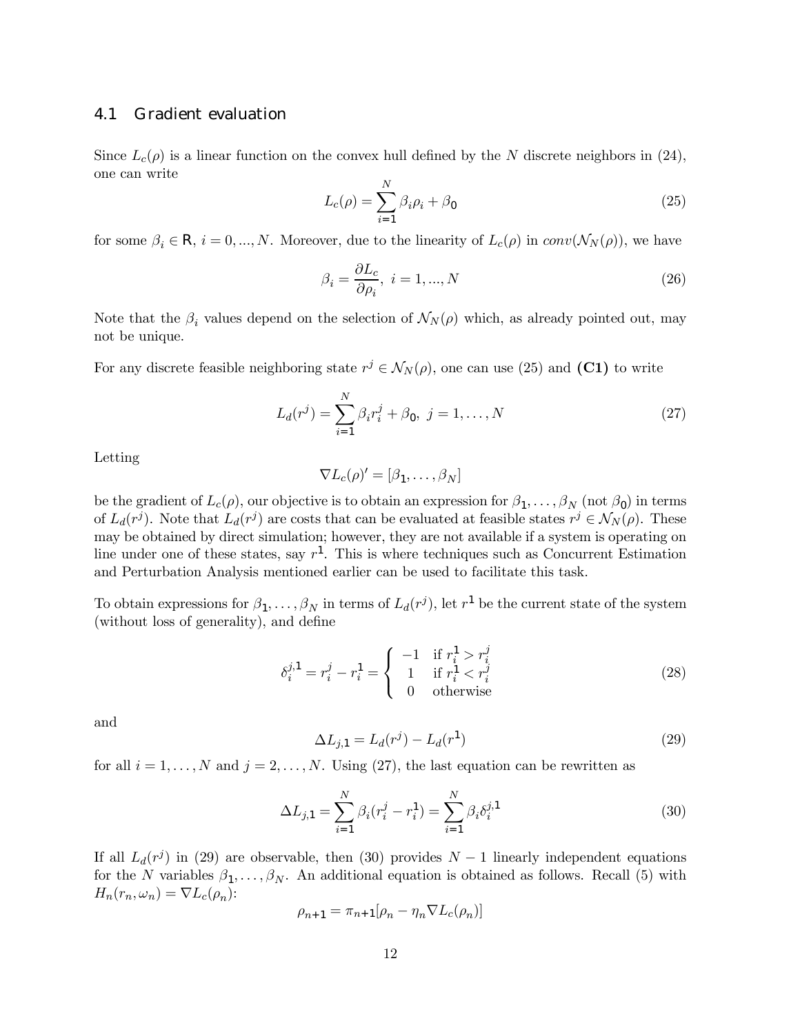### 4.1 Gradient evaluation

Since $L_c(\rho)$ is a linear function on the convex hull defined by the $N$ discrete neighbors in (24), one can write

$$L_c(\rho) = \sum_{i=1}^{N} \beta_i \rho_i + \beta_0 \tag{25}$$

for some $\beta_i \in \mathbb{R}$, $i = 0, ..., N$. Moreover, due to the linearity of $L_c(\rho)$ in $conv(\mathcal{N}_N(\rho))$, we have

$$\beta_i = \frac{\partial L_c}{\partial \rho_i}, \ i = 1, ..., N \tag{26}$$

Note that the $\beta_i$ values depend on the selection of $\mathcal{N}_N(\rho)$ which, as already pointed out, may not be unique.

For any discrete feasible neighboring state $r^j \in \mathcal{N}_N(\rho)$, one can use (25) and **(C1)** to write

$$L_d(r^j) = \sum_{i=1}^{N} \beta_i r_i^j + \beta_0, \ j = 1, \ldots, N \tag{27}$$

Letting

$$\nabla L_c(\rho)' = [\beta_1, \ldots, \beta_N]$$

be the gradient of $L_c(\rho)$, our objective is to obtain an expression for $\beta_1, \ldots, \beta_N$ (not $\beta_0$) in terms of $L_d(r^j)$. Note that $L_d(r^j)$ are costs that can be evaluated at feasible states $r^j \in \mathcal{N}_N(\rho)$. These may be obtained by direct simulation; however, they are not available if a system is operating on line under one of these states, say $r^1$. This is where techniques such as Concurrent Estimation and Perturbation Analysis mentioned earlier can be used to facilitate this task.

To obtain expressions for $\beta_1, \ldots, \beta_N$ in terms of $L_d(r^j)$, let $r^1$ be the current state of the system (without loss of generality), and define

$$\delta_i^{j,1} = r_i^j - r_i^1 = \begin{cases} -1 & \text{if } r_i^1 > r_i^j \\ 1 & \text{if } r_i^1 < r_i^j \\ 0 & \text{otherwise} \end{cases} \tag{28}$$

and

$$\Delta L_{j,1} = L_d(r^j) - L_d(r^1) \tag{29}$$

for all $i = 1, \ldots, N$ and $j = 2, \ldots, N$. Using (27), the last equation can be rewritten as

$$\Delta L_{j,1} = \sum_{i=1}^{N} \beta_i (r_i^j - r_i^1) = \sum_{i=1}^{N} \beta_i \delta_i^{j,1} \tag{30}$$

If all $L_d(r^j)$ in (29) are observable, then (30) provides $N-1$ linearly independent equations for the $N$ variables $\beta_1, \ldots, \beta_N$. An additional equation is obtained as follows. Recall (5) with $H_n(r_n, \omega_n) = \nabla L_c(\rho_n)$:

$$\rho_{n+1} = \pi_{n+1}[\rho_n - \eta_n \nabla L_c(\rho_n)]$$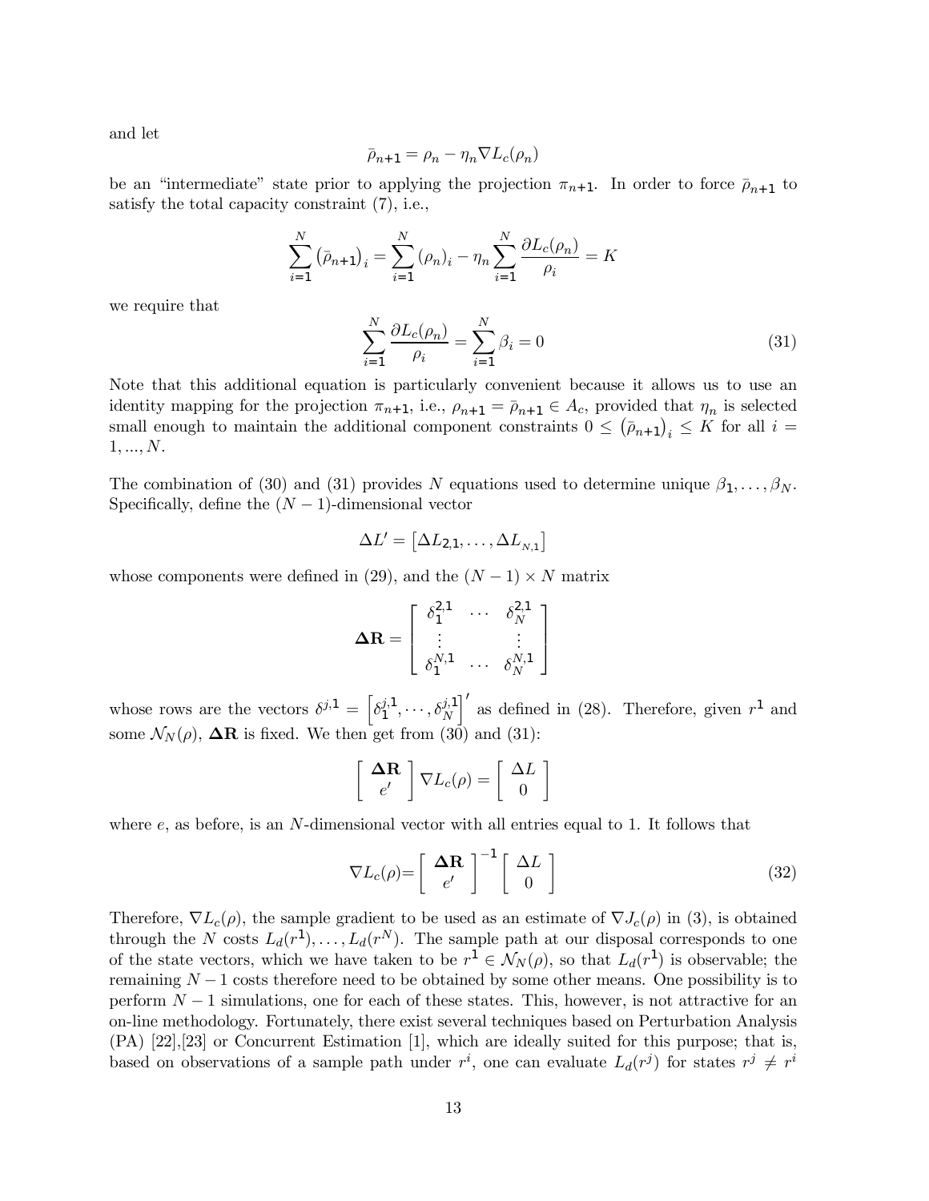and let

$$\bar{\rho}_{n+1} = \rho_n - \eta_n \nabla L_c(\rho_n)$$

be an "intermediate" state prior to applying the projection $\pi_{n+1}$. In order to force $\bar{\rho}_{n+1}$ to satisfy the total capacity constraint (7), i.e.,

$$\sum_{i=1}^{N} \left(\bar{\rho}_{n+1}\right)_i = \sum_{i=1}^{N} \left(\rho_n\right)_i - \eta_n \sum_{i=1}^{N} \frac{\partial L_c(\rho_n)}{\rho_i} = K$$

we require that

$$\sum_{i=1}^{N} \frac{\partial L_c(\rho_n)}{\rho_i} = \sum_{i=1}^{N} \beta_i = 0 \tag{31}$$

Note that this additional equation is particularly convenient because it allows us to use an identity mapping for the projection $\pi_{n+1}$, i.e., $\rho_{n+1} = \bar{\rho}_{n+1} \in A_c$, provided that $\eta_n$ is selected small enough to maintain the additional component constraints $0 \leq \left(\bar{\rho}_{n+1}\right)_i \leq K$ for all $i = 1, ..., N$.

The combination of (30) and (31) provides $N$ equations used to determine unique $\beta_1, \ldots, \beta_N$. Specifically, define the $(N-1)$-dimensional vector

$$\Delta L' = \left[\Delta L_{2,1}, \ldots, \Delta L_{N,1}\right]$$

whose components were defined in (29), and the $(N-1) \times N$ matrix

$$\mathbf{\Delta R} = \begin{bmatrix} \delta_1^{2,1} & \cdots & \delta_N^{2,1} \\ \vdots & & \vdots \\ \delta_1^{N,1} & \ldots & \delta_N^{N,1} \end{bmatrix}$$

whose rows are the vectors $\delta^{j,1} = \left[\delta_1^{j,1}, \cdots, \delta_N^{j,1}\right]'$ as defined in (28). Therefore, given $r^1$ and some $\mathcal{N}_N(\rho)$, $\mathbf{\Delta R}$ is fixed. We then get from (30) and (31):

$$\begin{bmatrix} \mathbf{\Delta R} \\ e' \end{bmatrix} \nabla L_c(\rho) = \begin{bmatrix} \Delta L \\ 0 \end{bmatrix}$$

where $e$, as before, is an $N$-dimensional vector with all entries equal to 1. It follows that

$$\nabla L_c(\rho) = \begin{bmatrix} \mathbf{\Delta R} \\ e' \end{bmatrix}^{-1} \begin{bmatrix} \Delta L \\ 0 \end{bmatrix} \tag{32}$$

Therefore, $\nabla L_c(\rho)$, the sample gradient to be used as an estimate of $\nabla J_c(\rho)$ in (3), is obtained through the $N$ costs $L_d(r^1), \ldots, L_d(r^N)$. The sample path at our disposal corresponds to one of the state vectors, which we have taken to be $r^1 \in \mathcal{N}_N(\rho)$, so that $L_d(r^1)$ is observable; the remaining $N-1$ costs therefore need to be obtained by some other means. One possibility is to perform $N-1$ simulations, one for each of these states. This, however, is not attractive for an on-line methodology. Fortunately, there exist several techniques based on Perturbation Analysis (PA) [22],[23] or Concurrent Estimation [1], which are ideally suited for this purpose; that is, based on observations of a sample path under $r^i$, one can evaluate $L_d(r^j)$ for states $r^j \neq r^i$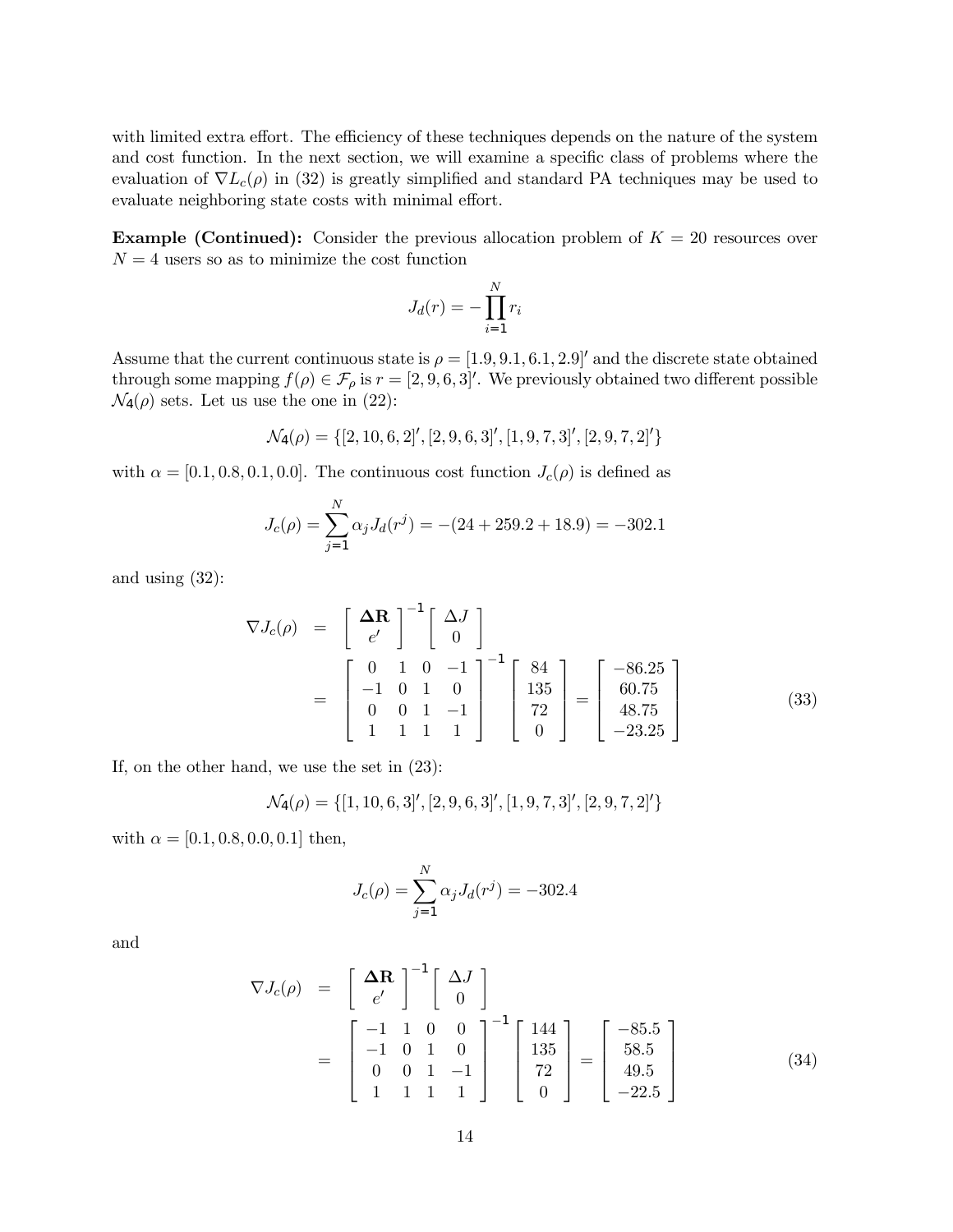with limited extra effort. The efficiency of these techniques depends on the nature of the system and cost function. In the next section, we will examine a specific class of problems where the evaluation of $\nabla L_c(\rho)$ in (32) is greatly simplified and standard PA techniques may be used to evaluate neighboring state costs with minimal effort.

**Example (Continued):** Consider the previous allocation problem of $K = 20$ resources over $N = 4$ users so as to minimize the cost function

$$J_d(r) = -\prod_{i=1}^{N} r_i$$

Assume that the current continuous state is $\rho = [1.9, 9.1, 6.1, 2.9]'$ and the discrete state obtained through some mapping $f(\rho) \in \mathcal{F}_\rho$ is $r = [2, 9, 6, 3]'$. We previously obtained two different possible $\mathcal{N}_4(\rho)$ sets. Let us use the one in (22):

$$\mathcal{N}_4(\rho) = \{[2, 10, 6, 2]', [2, 9, 6, 3]', [1, 9, 7, 3]', [2, 9, 7, 2]'\}$$

with $\alpha = [0.1, 0.8, 0.1, 0.0]$. The continuous cost function $J_c(\rho)$ is defined as

$$J_c(\rho) = \sum_{j=1}^{N} \alpha_j J_d(r^j) = -(24 + 259.2 + 18.9) = -302.1$$

and using (32):

$$\begin{aligned}
\nabla J_c(\rho) &= \begin{bmatrix} \mathbf{\Delta R} \\ e' \end{bmatrix}^{-1} \begin{bmatrix} \Delta J \\ 0 \end{bmatrix} \\
&= \begin{bmatrix} 0 & 1 & 0 & -1 \\ -1 & 0 & 1 & 0 \\ 0 & 0 & 1 & -1 \\ 1 & 1 & 1 & 1 \end{bmatrix}^{-1} \begin{bmatrix} 84 \\ 135 \\ 72 \\ 0 \end{bmatrix} = \begin{bmatrix} -86.25 \\ 60.75 \\ 48.75 \\ -23.25 \end{bmatrix}
\end{aligned} \tag{33}$$

If, on the other hand, we use the set in (23):

$$\mathcal{N}_4(\rho) = \{[1, 10, 6, 3]', [2, 9, 6, 3]', [1, 9, 7, 3]', [2, 9, 7, 2]'\}$$

with $\alpha = [0.1, 0.8, 0.0, 0.1]$ then,

$$J_c(\rho) = \sum_{j=1}^{N} \alpha_j J_d(r^j) = -302.4$$

and

$$\begin{aligned}
\nabla J_c(\rho) &= \begin{bmatrix} \mathbf{\Delta R} \\ e' \end{bmatrix}^{-1} \begin{bmatrix} \Delta J \\ 0 \end{bmatrix} \\
&= \begin{bmatrix} -1 & 1 & 0 & 0 \\ -1 & 0 & 1 & 0 \\ 0 & 0 & 1 & -1 \\ 1 & 1 & 1 & 1 \end{bmatrix}^{-1} \begin{bmatrix} 144 \\ 135 \\ 72 \\ 0 \end{bmatrix} = \begin{bmatrix} -85.5 \\ 58.5 \\ 49.5 \\ -22.5 \end{bmatrix}
\end{aligned} \tag{34}$$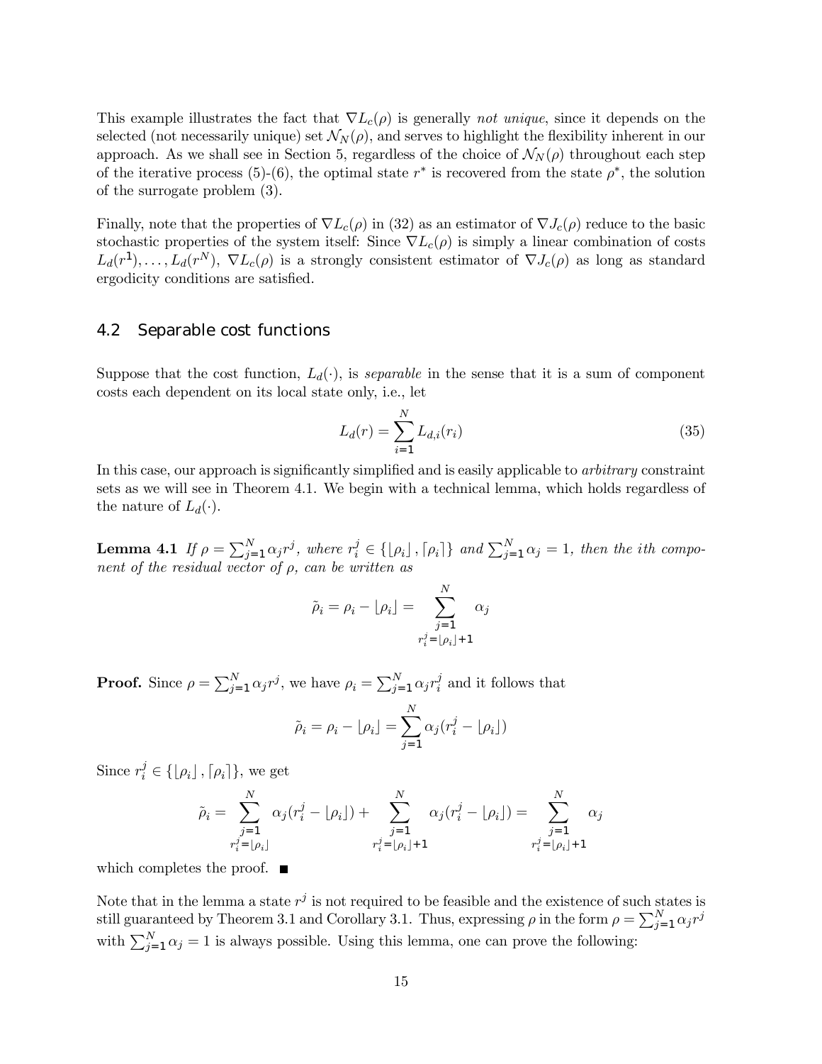This example illustrates the fact that $\nabla L_c(\rho)$ is generally *not unique*, since it depends on the selected (not necessarily unique) set $\mathcal{N}_N(\rho)$, and serves to highlight the flexibility inherent in our approach. As we shall see in Section 5, regardless of the choice of $\mathcal{N}_N(\rho)$ throughout each step of the iterative process (5)-(6), the optimal state $r^*$ is recovered from the state $\rho^*$, the solution of the surrogate problem (3).

Finally, note that the properties of $\nabla L_c(\rho)$ in (32) as an estimator of $\nabla J_c(\rho)$ reduce to the basic stochastic properties of the system itself: Since $\nabla L_c(\rho)$ is simply a linear combination of costs $L_d(r^1), \ldots, L_d(r^N)$, $\nabla L_c(\rho)$ is a strongly consistent estimator of $\nabla J_c(\rho)$ as long as standard ergodicity conditions are satisfied.

## 4.2 Separable cost functions

Suppose that the cost function, $L_d(\cdot)$, is *separable* in the sense that it is a sum of component costs each dependent on its local state only, i.e., let

$$L_d(r) = \sum_{i=1}^{N} L_{d,i}(r_i) \tag{35}$$

In this case, our approach is significantly simplified and is easily applicable to *arbitrary* constraint sets as we will see in Theorem 4.1. We begin with a technical lemma, which holds regardless of the nature of $L_d(\cdot)$.

**Lemma 4.1** *If $\rho = \sum_{j=1}^{N} \alpha_j r^j$, where $r_i^j \in \{\lfloor \rho_i \rfloor, \lceil \rho_i \rceil\}$ and $\sum_{j=1}^{N} \alpha_j = 1$, then the ith component of the residual vector of $\rho$, can be written as*

$$\tilde{\rho}_i = \rho_i - \lfloor \rho_i \rfloor = \sum_{\substack{j=1 \\ r_i^j = \lfloor \rho_i \rfloor + 1}}^{N} \alpha_j$$

**Proof.** Since $\rho = \sum_{j=1}^{N} \alpha_j r^j$, we have $\rho_i = \sum_{j=1}^{N} \alpha_j r_i^j$ and it follows that

$$\tilde{\rho}_i = \rho_i - \lfloor \rho_i \rfloor = \sum_{j=1}^{N} \alpha_j (r_i^j - \lfloor \rho_i \rfloor)$$

Since $r_i^j \in \{\lfloor \rho_i \rfloor, \lceil \rho_i \rceil\}$, we get

$$\tilde{\rho}_i = \sum_{\substack{j=1 \\ r_i^j = \lfloor \rho_i \rfloor}}^{N} \alpha_j (r_i^j - \lfloor \rho_i \rfloor) + \sum_{\substack{j=1 \\ r_i^j = \lfloor \rho_i \rfloor + 1}}^{N} \alpha_j (r_i^j - \lfloor \rho_i \rfloor) = \sum_{\substack{j=1 \\ r_i^j = \lfloor \rho_i \rfloor + 1}}^{N} \alpha_j$$

which completes the proof. ■

Note that in the lemma a state $r^j$ is not required to be feasible and the existence of such states is still guaranteed by Theorem 3.1 and Corollary 3.1. Thus, expressing $\rho$ in the form $\rho = \sum_{j=1}^{N} \alpha_j r^j$ with $\sum_{j=1}^{N} \alpha_j = 1$ is always possible. Using this lemma, one can prove the following: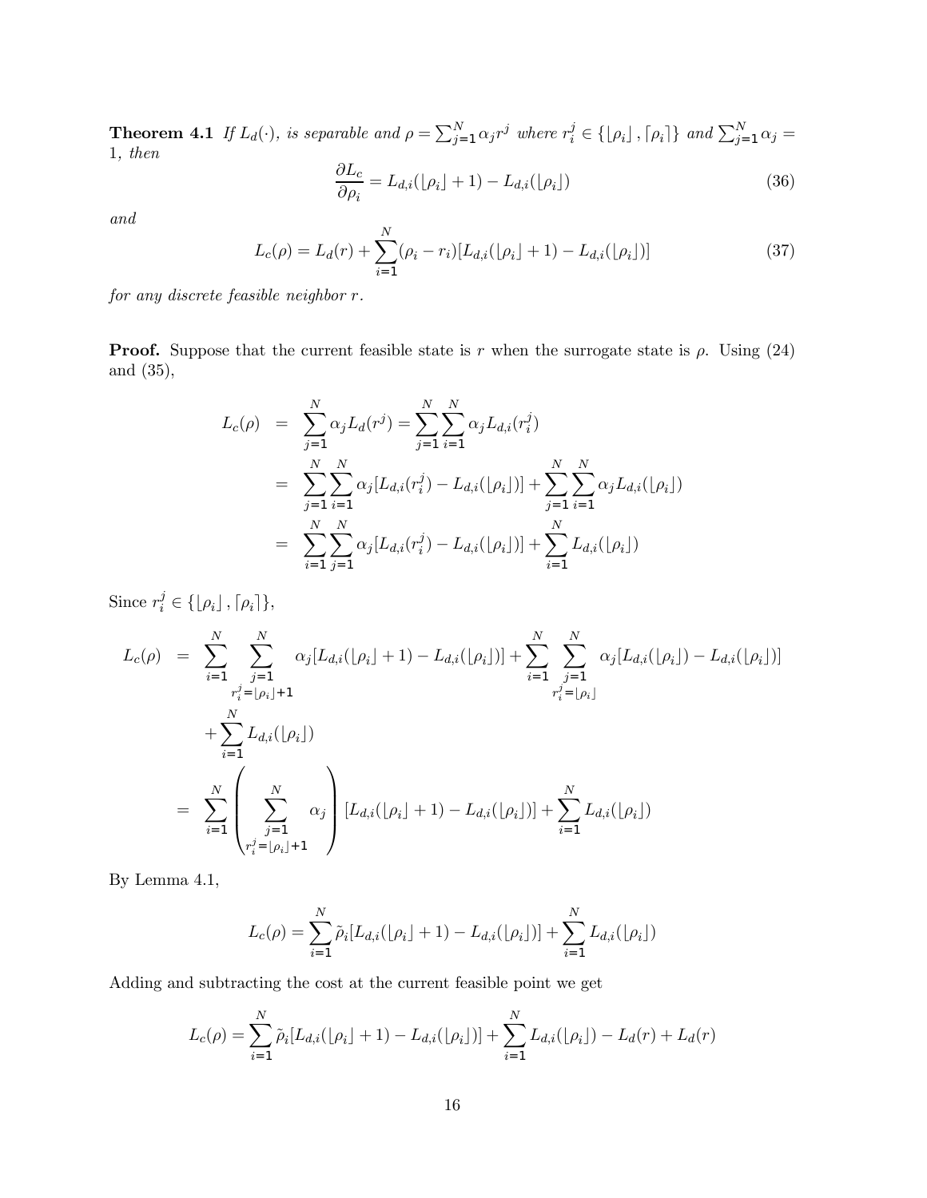**Theorem 4.1** *If $L_d(\cdot)$, is separable and $\rho = \sum_{j=1}^{N} \alpha_j r^j$ where $r_i^j \in \{\lfloor \rho_i \rfloor, \lceil \rho_i \rceil\}$ and $\sum_{j=1}^{N} \alpha_j = 1$, then*

$$\frac{\partial L_c}{\partial \rho_i} = L_{d,i}(\lfloor \rho_i \rfloor + 1) - L_{d,i}(\lfloor \rho_i \rfloor) \tag{36}$$

*and*

$$L_c(\rho) = L_d(r) + \sum_{i=1}^{N} (\rho_i - r_i)[L_{d,i}(\lfloor \rho_i \rfloor + 1) - L_{d,i}(\lfloor \rho_i \rfloor)] \tag{37}$$

*for any discrete feasible neighbor $r$.*

**Proof.** Suppose that the current feasible state is $r$ when the surrogate state is $\rho$. Using (24) and (35),

$$\begin{aligned}
L_c(\rho) &= \sum_{j=1}^{N} \alpha_j L_d(r^j) = \sum_{j=1}^{N} \sum_{i=1}^{N} \alpha_j L_{d,i}(r_i^j) \\
&= \sum_{j=1}^{N} \sum_{i=1}^{N} \alpha_j [L_{d,i}(r_i^j) - L_{d,i}(\lfloor \rho_i \rfloor)] + \sum_{j=1}^{N} \sum_{i=1}^{N} \alpha_j L_{d,i}(\lfloor \rho_i \rfloor) \\
&= \sum_{i=1}^{N} \sum_{j=1}^{N} \alpha_j [L_{d,i}(r_i^j) - L_{d,i}(\lfloor \rho_i \rfloor)] + \sum_{i=1}^{N} L_{d,i}(\lfloor \rho_i \rfloor)
\end{aligned}$$

Since $r_i^j \in \{\lfloor \rho_i \rfloor, \lceil \rho_i \rceil\}$,

$$\begin{aligned}
L_c(\rho) &= \sum_{i=1}^{N} \sum_{\substack{j=1 \\ r_i^j = \lfloor \rho_i \rfloor + 1}}^{N} \alpha_j [L_{d,i}(\lfloor \rho_i \rfloor + 1) - L_{d,i}(\lfloor \rho_i \rfloor)] + \sum_{i=1}^{N} \sum_{\substack{j=1 \\ r_i^j = \lfloor \rho_i \rfloor}}^{N} \alpha_j [L_{d,i}(\lfloor \rho_i \rfloor) - L_{d,i}(\lfloor \rho_i \rfloor)] \\
&\quad + \sum_{i=1}^{N} L_{d,i}(\lfloor \rho_i \rfloor) \\
&= \sum_{i=1}^{N} \left( \sum_{\substack{j=1 \\ r_i^j = \lfloor \rho_i \rfloor + 1}}^{N} \alpha_j \right) [L_{d,i}(\lfloor \rho_i \rfloor + 1) - L_{d,i}(\lfloor \rho_i \rfloor)] + \sum_{i=1}^{N} L_{d,i}(\lfloor \rho_i \rfloor)
\end{aligned}$$

By Lemma 4.1,

$$L_c(\rho) = \sum_{i=1}^{N} \tilde{\rho}_i [L_{d,i}(\lfloor \rho_i \rfloor + 1) - L_{d,i}(\lfloor \rho_i \rfloor)] + \sum_{i=1}^{N} L_{d,i}(\lfloor \rho_i \rfloor)$$

Adding and subtracting the cost at the current feasible point we get

$$L_c(\rho) = \sum_{i=1}^{N} \tilde{\rho}_i [L_{d,i}(\lfloor \rho_i \rfloor + 1) - L_{d,i}(\lfloor \rho_i \rfloor)] + \sum_{i=1}^{N} L_{d,i}(\lfloor \rho_i \rfloor) - L_d(r) + L_d(r)$$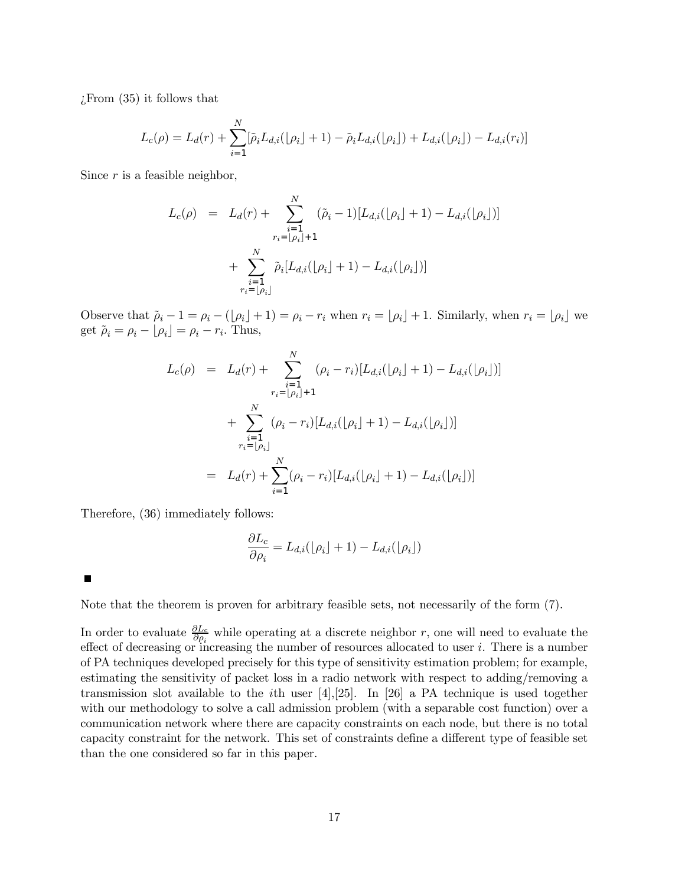¿From (35) it follows that

$$L_c(\rho) = L_d(r) + \sum_{i=1}^{N} [\tilde{\rho}_i L_{d,i}(\lfloor \rho_i \rfloor + 1) - \tilde{\rho}_i L_{d,i}(\lfloor \rho_i \rfloor) + L_{d,i}(\lfloor \rho_i \rfloor) - L_{d,i}(r_i)]$$

Since $r$ is a feasible neighbor,

$$\begin{aligned} L_c(\rho) &= L_d(r) + \sum_{\substack{i=1 \\ r_i = \lfloor \rho_i \rfloor + 1}}^{N} (\tilde{\rho}_i - 1)[L_{d,i}(\lfloor \rho_i \rfloor + 1) - L_{d,i}(\lfloor \rho_i \rfloor)] \\ &\quad + \sum_{\substack{i=1 \\ r_i = \lfloor \rho_i \rfloor}}^{N} \tilde{\rho}_i [L_{d,i}(\lfloor \rho_i \rfloor + 1) - L_{d,i}(\lfloor \rho_i \rfloor)] \end{aligned}$$

Observe that $\tilde{\rho}_i - 1 = \rho_i - (\lfloor \rho_i \rfloor + 1) = \rho_i - r_i$ when $r_i = \lfloor \rho_i \rfloor + 1$. Similarly, when $r_i = \lfloor \rho_i \rfloor$ we get $\tilde{\rho}_i = \rho_i - \lfloor \rho_i \rfloor = \rho_i - r_i$. Thus,

$$\begin{aligned} L_c(\rho) &= L_d(r) + \sum_{\substack{i=1 \\ r_i = \lfloor \rho_i \rfloor + 1}}^{N} (\rho_i - r_i)[L_{d,i}(\lfloor \rho_i \rfloor + 1) - L_{d,i}(\lfloor \rho_i \rfloor)] \\ &\quad + \sum_{\substack{i=1 \\ r_i = \lfloor \rho_i \rfloor}}^{N} (\rho_i - r_i)[L_{d,i}(\lfloor \rho_i \rfloor + 1) - L_{d,i}(\lfloor \rho_i \rfloor)] \\ &= L_d(r) + \sum_{i=1}^{N} (\rho_i - r_i)[L_{d,i}(\lfloor \rho_i \rfloor + 1) - L_{d,i}(\lfloor \rho_i \rfloor)] \end{aligned}$$

Therefore, (36) immediately follows:

$$\frac{\partial L_c}{\partial \rho_i} = L_{d,i}(\lfloor \rho_i \rfloor + 1) - L_{d,i}(\lfloor \rho_i \rfloor)$$

■

Note that the theorem is proven for arbitrary feasible sets, not necessarily of the form (7).

In order to evaluate $\frac{\partial L_c}{\partial \rho_i}$ while operating at a discrete neighbor $r$, one will need to evaluate the effect of decreasing or increasing the number of resources allocated to user $i$. There is a number of PA techniques developed precisely for this type of sensitivity estimation problem; for example, estimating the sensitivity of packet loss in a radio network with respect to adding/removing a transmission slot available to the $i$th user [4],[25]. In [26] a PA technique is used together with our methodology to solve a call admission problem (with a separable cost function) over a communication network where there are capacity constraints on each node, but there is no total capacity constraint for the network. This set of constraints define a different type of feasible set than the one considered so far in this paper.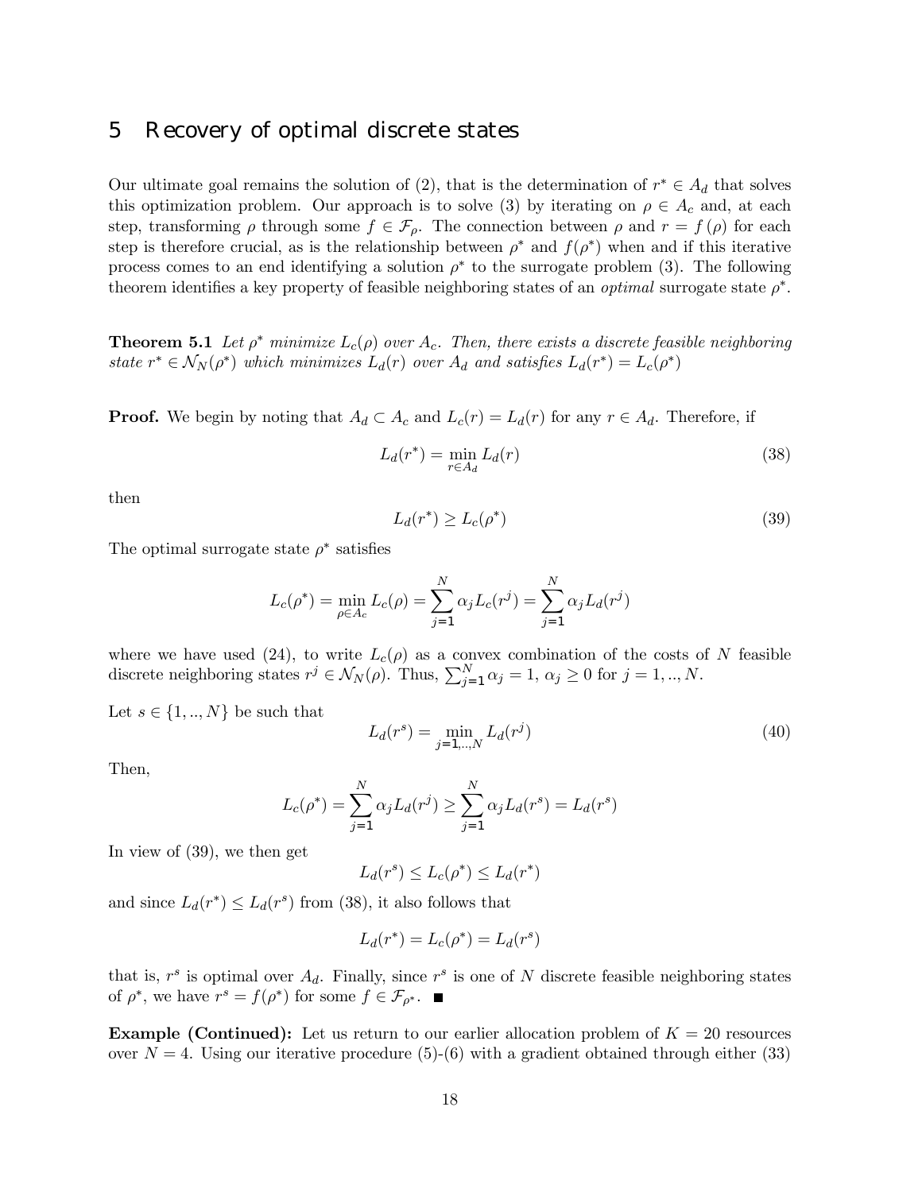## 5 Recovery of optimal discrete states

Our ultimate goal remains the solution of (2), that is the determination of $r^* \in A_d$ that solves this optimization problem. Our approach is to solve (3) by iterating on $\rho \in A_c$ and, at each step, transforming $\rho$ through some $f \in \mathcal{F}_\rho$. The connection between $\rho$ and $r = f(\rho)$ for each step is therefore crucial, as is the relationship between $\rho^*$ and $f(\rho^*)$ when and if this iterative process comes to an end identifying a solution $\rho^*$ to the surrogate problem (3). The following theorem identifies a key property of feasible neighboring states of an *optimal* surrogate state $\rho^*$.

**Theorem 5.1** *Let $\rho^*$ minimize $L_c(\rho)$ over $A_c$. Then, there exists a discrete feasible neighboring state $r^* \in \mathcal{N}_N(\rho^*)$ which minimizes $L_d(r)$ over $A_d$ and satisfies $L_d(r^*) = L_c(\rho^*)$*

**Proof.** We begin by noting that $A_d \subset A_c$ and $L_c(r) = L_d(r)$ for any $r \in A_d$. Therefore, if

$$L_d(r^*) = \min_{r \in A_d} L_d(r) \tag{38}$$

then

$$L_d(r^*) \geq L_c(\rho^*) \tag{39}$$

The optimal surrogate state $\rho^*$ satisfies

$$L_c(\rho^*) = \min_{\rho \in A_c} L_c(\rho) = \sum_{j=1}^{N} \alpha_j L_c(r^j) = \sum_{j=1}^{N} \alpha_j L_d(r^j)$$

where we have used (24), to write $L_c(\rho)$ as a convex combination of the costs of $N$ feasible discrete neighboring states $r^j \in \mathcal{N}_N(\rho)$. Thus, $\sum_{j=1}^{N} \alpha_j = 1$, $\alpha_j \geq 0$ for $j = 1, .., N$.

Let $s \in \{1, .., N\}$ be such that

$$L_d(r^s) = \min_{j=1,..,N} L_d(r^j) \tag{40}$$

Then,

$$L_c(\rho^*) = \sum_{j=1}^{N} \alpha_j L_d(r^j) \geq \sum_{j=1}^{N} \alpha_j L_d(r^s) = L_d(r^s)$$

In view of (39), we then get

$$L_d(r^s) \leq L_c(\rho^*) \leq L_d(r^*)$$

and since $L_d(r^*) \leq L_d(r^s)$ from (38), it also follows that

$$L_d(r^*) = L_c(\rho^*) = L_d(r^s)$$

that is, $r^s$ is optimal over $A_d$. Finally, since $r^s$ is one of $N$ discrete feasible neighboring states of $\rho^*$, we have $r^s = f(\rho^*)$ for some $f \in \mathcal{F}_{\rho^*}$. ∎

**Example (Continued):** Let us return to our earlier allocation problem of $K = 20$ resources over $N = 4$. Using our iterative procedure (5)-(6) with a gradient obtained through either (33)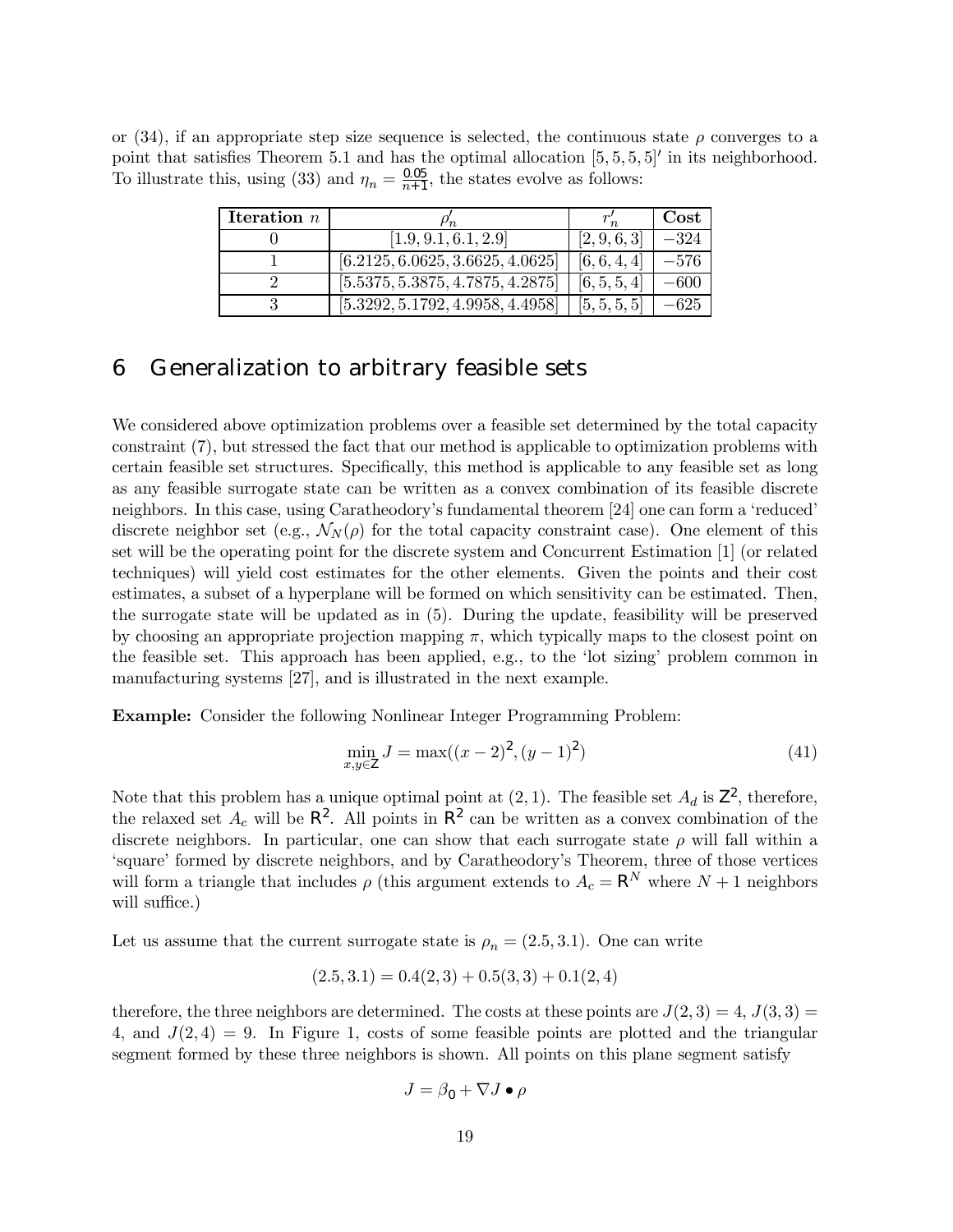or (34), if an appropriate step size sequence is selected, the continuous state $\rho$ converges to a point that satisfies Theorem 5.1 and has the optimal allocation $[5, 5, 5, 5]'$ in its neighborhood. To illustrate this, using (33) and $\eta_n = \frac{0.05}{n+1}$, the states evolve as follows:

| Iteration $n$ | $\rho'_n$ | $r'_n$ | Cost |
|---|---|---|---|
| 0 | $[1.9, 9.1, 6.1, 2.9]$ | $[2, 9, 6, 3]$ | $-324$ |
| 1 | $[6.2125, 6.0625, 3.6625, 4.0625]$ | $[6, 6, 4, 4]$ | $-576$ |
| 2 | $[5.5375, 5.3875, 4.7875, 4.2875]$ | $[6, 5, 5, 4]$ | $-600$ |
| 3 | $[5.3292, 5.1792, 4.9958, 4.4958]$ | $[5, 5, 5, 5]$ | $-625$ |

## 6 Generalization to arbitrary feasible sets

We considered above optimization problems over a feasible set determined by the total capacity constraint (7), but stressed the fact that our method is applicable to optimization problems with certain feasible set structures. Specifically, this method is applicable to any feasible set as long as any feasible surrogate state can be written as a convex combination of its feasible discrete neighbors. In this case, using Caratheodory's fundamental theorem [24] one can form a 'reduced' discrete neighbor set (e.g., $\mathcal{N}_N(\rho)$ for the total capacity constraint case). One element of this set will be the operating point for the discrete system and Concurrent Estimation [1] (or related techniques) will yield cost estimates for the other elements. Given the points and their cost estimates, a subset of a hyperplane will be formed on which sensitivity can be estimated. Then, the surrogate state will be updated as in (5). During the update, feasibility will be preserved by choosing an appropriate projection mapping $\pi$, which typically maps to the closest point on the feasible set. This approach has been applied, e.g., to the 'lot sizing' problem common in manufacturing systems [27], and is illustrated in the next example.

**Example:** Consider the following Nonlinear Integer Programming Problem:

$$\min_{x,y \in \mathsf{Z}} J = \max((x-2)^2, (y-1)^2) \tag{41}$$

Note that this problem has a unique optimal point at $(2, 1)$. The feasible set $A_d$ is $\mathsf{Z}^2$, therefore, the relaxed set $A_c$ will be $\mathsf{R}^2$. All points in $\mathsf{R}^2$ can be written as a convex combination of the discrete neighbors. In particular, one can show that each surrogate state $\rho$ will fall within a 'square' formed by discrete neighbors, and by Caratheodory's Theorem, three of those vertices will form a triangle that includes $\rho$ (this argument extends to $A_c = \mathsf{R}^N$ where $N+1$ neighbors will suffice.)

Let us assume that the current surrogate state is $\rho_n = (2.5, 3.1)$. One can write

$$(2.5, 3.1) = 0.4(2, 3) + 0.5(3, 3) + 0.1(2, 4)$$

therefore, the three neighbors are determined. The costs at these points are $J(2, 3) = 4$, $J(3, 3) = 4$, and $J(2, 4) = 9$. In Figure 1, costs of some feasible points are plotted and the triangular segment formed by these three neighbors is shown. All points on this plane segment satisfy

$$J = \beta_0 + \nabla J \bullet \rho$$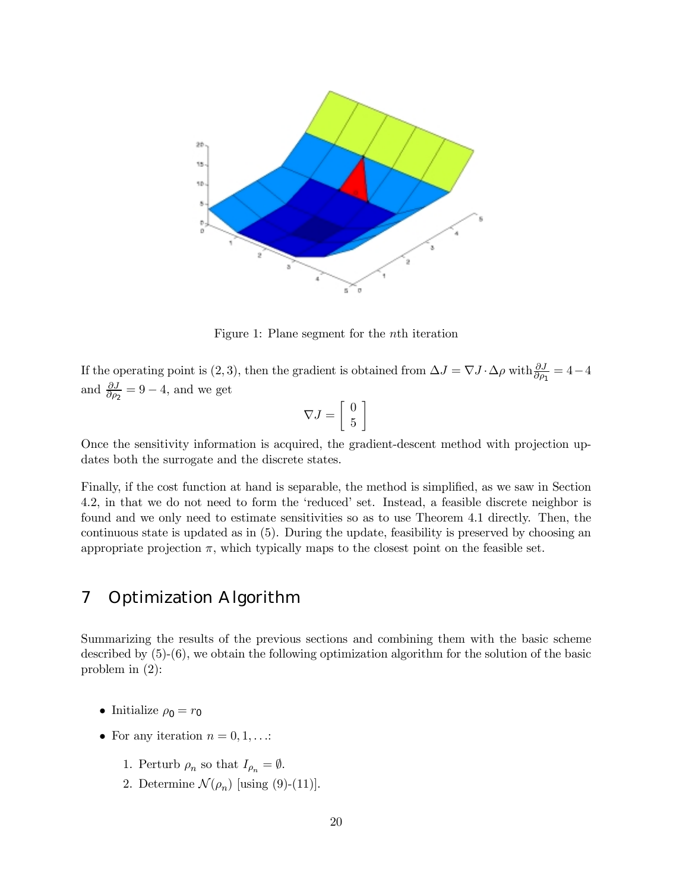Figure 1: Plane segment for the $n$th iteration

If the operating point is $(2, 3)$, then the gradient is obtained from $\Delta J = \nabla J \cdot \Delta \rho$ with $\frac{\partial J}{\partial \rho_1} = 4 - 4$ and $\frac{\partial J}{\partial \rho_2} = 9 - 4$, and we get

$$\nabla J = \begin{bmatrix} 0 \\ 5 \end{bmatrix}$$

Once the sensitivity information is acquired, the gradient-descent method with projection updates both the surrogate and the discrete states.

Finally, if the cost function at hand is separable, the method is simplified, as we saw in Section 4.2, in that we do not need to form the 'reduced' set. Instead, a feasible discrete neighbor is found and we only need to estimate sensitivities so as to use Theorem 4.1 directly. Then, the continuous state is updated as in (5). During the update, feasibility is preserved by choosing an appropriate projection $\pi$, which typically maps to the closest point on the feasible set.

# 7 Optimization Algorithm

Summarizing the results of the previous sections and combining them with the basic scheme described by (5)-(6), we obtain the following optimization algorithm for the solution of the basic problem in (2):

- Initialize $\rho_0 = r_0$
- For any iteration $n = 0, 1, \ldots$:
  1. Perturb $\rho_n$ so that $I_{\rho_n} = \emptyset$.
  2. Determine $\mathcal{N}(\rho_n)$ [using (9)-(11)].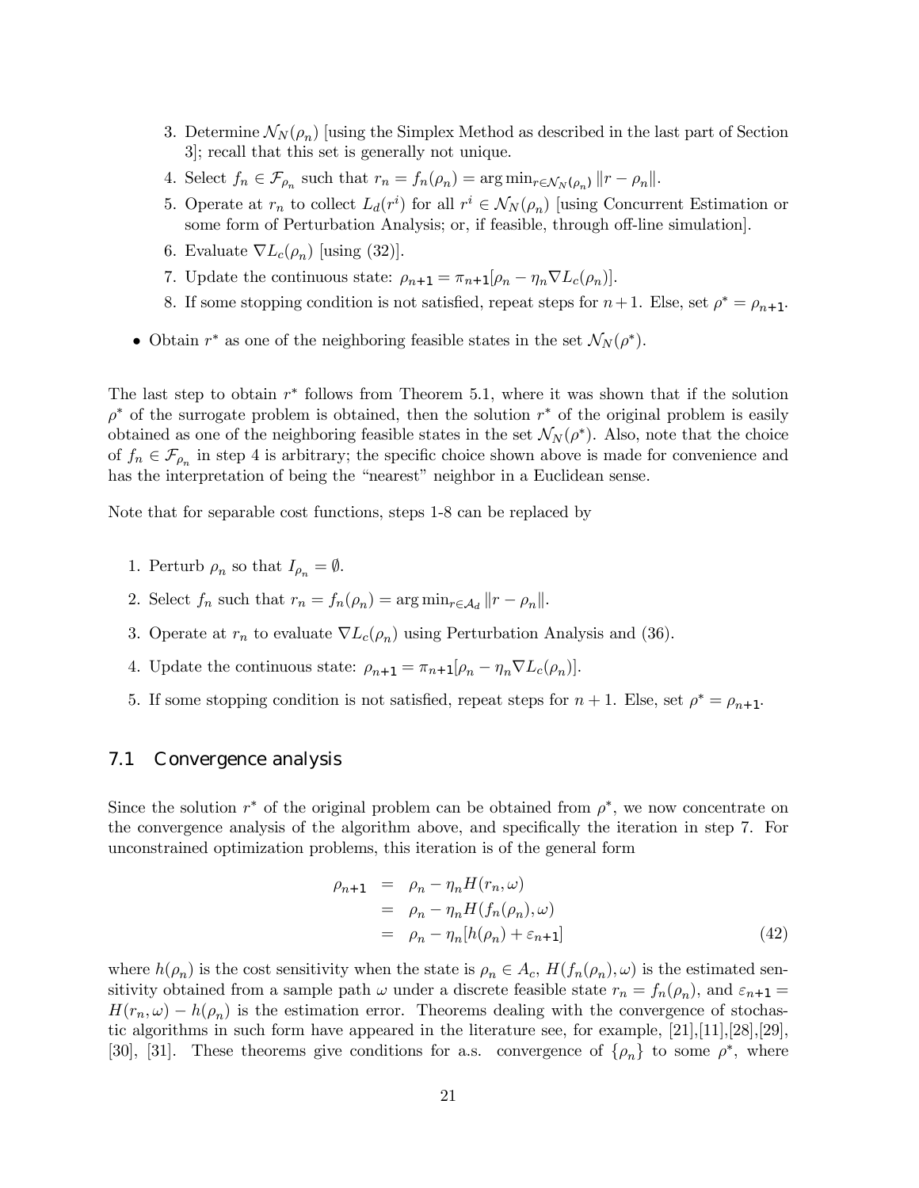3. Determine $\mathcal{N}_N(\rho_n)$ [using the Simplex Method as described in the last part of Section 3]; recall that this set is generally not unique.
4. Select $f_n \in \mathcal{F}_{\rho_n}$ such that $r_n = f_n(\rho_n) = \arg\min_{r \in \mathcal{N}_N(\rho_n)} \|r - \rho_n\|$.
5. Operate at $r_n$ to collect $L_d(r^i)$ for all $r^i \in \mathcal{N}_N(\rho_n)$ [using Concurrent Estimation or some form of Perturbation Analysis; or, if feasible, through off-line simulation].
6. Evaluate $\nabla L_c(\rho_n)$ [using (32)].
7. Update the continuous state: $\rho_{n+1} = \pi_{n+1}[\rho_n - \eta_n \nabla L_c(\rho_n)]$.
8. If some stopping condition is not satisfied, repeat steps for $n+1$. Else, set $\rho^* = \rho_{n+1}$.

- Obtain $r^*$ as one of the neighboring feasible states in the set $\mathcal{N}_N(\rho^*)$.

The last step to obtain $r^*$ follows from Theorem 5.1, where it was shown that if the solution $\rho^*$ of the surrogate problem is obtained, then the solution $r^*$ of the original problem is easily obtained as one of the neighboring feasible states in the set $\mathcal{N}_N(\rho^*)$. Also, note that the choice of $f_n \in \mathcal{F}_{\rho_n}$ in step 4 is arbitrary; the specific choice shown above is made for convenience and has the interpretation of being the "nearest" neighbor in a Euclidean sense.

Note that for separable cost functions, steps 1-8 can be replaced by

1. Perturb $\rho_n$ so that $I_{\rho_n} = \emptyset$.
2. Select $f_n$ such that $r_n = f_n(\rho_n) = \arg\min_{r \in \mathcal{A}_d} \|r - \rho_n\|$.
3. Operate at $r_n$ to evaluate $\nabla L_c(\rho_n)$ using Perturbation Analysis and (36).
4. Update the continuous state: $\rho_{n+1} = \pi_{n+1}[\rho_n - \eta_n \nabla L_c(\rho_n)]$.
5. If some stopping condition is not satisfied, repeat steps for $n+1$. Else, set $\rho^* = \rho_{n+1}$.

## 7.1 Convergence analysis

Since the solution $r^*$ of the original problem can be obtained from $\rho^*$, we now concentrate on the convergence analysis of the algorithm above, and specifically the iteration in step 7. For unconstrained optimization problems, this iteration is of the general form

$$
\begin{aligned}
\rho_{n+1} &= \rho_n - \eta_n H(r_n, \omega) \\
&= \rho_n - \eta_n H(f_n(\rho_n), \omega) \\
&= \rho_n - \eta_n [h(\rho_n) + \varepsilon_{n+1}]
\end{aligned}
\tag{42}
$$

where $h(\rho_n)$ is the cost sensitivity when the state is $\rho_n \in A_c$, $H(f_n(\rho_n), \omega)$ is the estimated sensitivity obtained from a sample path $\omega$ under a discrete feasible state $r_n = f_n(\rho_n)$, and $\varepsilon_{n+1} = H(r_n, \omega) - h(\rho_n)$ is the estimation error. Theorems dealing with the convergence of stochastic algorithms in such form have appeared in the literature see, for example, [21],[11],[28],[29], [30], [31]. These theorems give conditions for a.s. convergence of $\{\rho_n\}$ to some $\rho^*$, where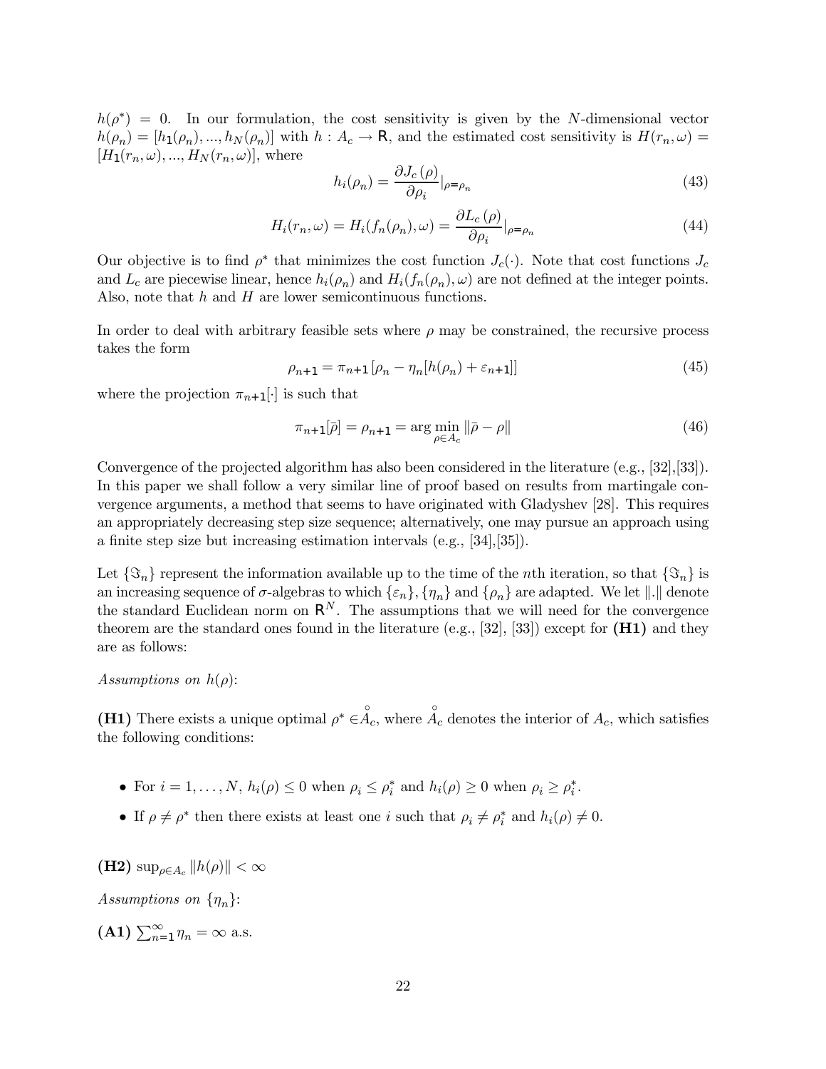$h(\rho^*) = 0$. In our formulation, the cost sensitivity is given by the $N$-dimensional vector $h(\rho_n) = [h_1(\rho_n), ..., h_N(\rho_n)]$ with $h : A_c \to \mathsf{R}$, and the estimated cost sensitivity is $H(r_n, \omega) = [H_1(r_n, \omega), ..., H_N(r_n, \omega)]$, where

$$h_i(\rho_n) = \frac{\partial J_c(\rho)}{\partial \rho_i}|_{\rho=\rho_n} \tag{43}$$

$$H_i(r_n, \omega) = H_i(f_n(\rho_n), \omega) = \frac{\partial L_c(\rho)}{\partial \rho_i}|_{\rho=\rho_n} \tag{44}$$

Our objective is to find $\rho^*$ that minimizes the cost function $J_c(\cdot)$. Note that cost functions $J_c$ and $L_c$ are piecewise linear, hence $h_i(\rho_n)$ and $H_i(f_n(\rho_n), \omega)$ are not defined at the integer points. Also, note that $h$ and $H$ are lower semicontinuous functions.

In order to deal with arbitrary feasible sets where $\rho$ may be constrained, the recursive process takes the form

$$\rho_{n+1} = \pi_{n+1}[\rho_n - \eta_n[h(\rho_n) + \varepsilon_{n+1}]] \tag{45}$$

where the projection $\pi_{n+1}[\cdot]$ is such that

$$\pi_{n+1}[\bar{\rho}] = \rho_{n+1} = \arg\min_{\rho \in A_c} \|\bar{\rho} - \rho\| \tag{46}$$

Convergence of the projected algorithm has also been considered in the literature (e.g., [32],[33]). In this paper we shall follow a very similar line of proof based on results from martingale convergence arguments, a method that seems to have originated with Gladyshev [28]. This requires an appropriately decreasing step size sequence; alternatively, one may pursue an approach using a finite step size but increasing estimation intervals (e.g., [34],[35]).

Let $\{\Im_n\}$ represent the information available up to the time of the $n$th iteration, so that $\{\Im_n\}$ is an increasing sequence of $\sigma$-algebras to which $\{\varepsilon_n\}$, $\{\eta_n\}$ and $\{\rho_n\}$ are adapted. We let $\|.\|$ denote the standard Euclidean norm on $\mathsf{R}^N$. The assumptions that we will need for the convergence theorem are the standard ones found in the literature (e.g., [32], [33]) except for **(H1)** and they are as follows:

*Assumptions on* $h(\rho)$:

**(H1)** There exists a unique optimal $\rho^* \in \mathring{A}_c$, where $\mathring{A}_c$ denotes the interior of $A_c$, which satisfies the following conditions:

- For $i = 1, \ldots, N$, $h_i(\rho) \leq 0$ when $\rho_i \leq \rho_i^*$ and $h_i(\rho) \geq 0$ when $\rho_i \geq \rho_i^*$.
- If $\rho \neq \rho^*$ then there exists at least one $i$ such that $\rho_i \neq \rho_i^*$ and $h_i(\rho) \neq 0$.

**(H2)** $\sup_{\rho \in A_c} \|h(\rho)\| < \infty$

*Assumptions on* $\{\eta_n\}$:

**(A1)** $\sum_{n=1}^{\infty} \eta_n = \infty$ a.s.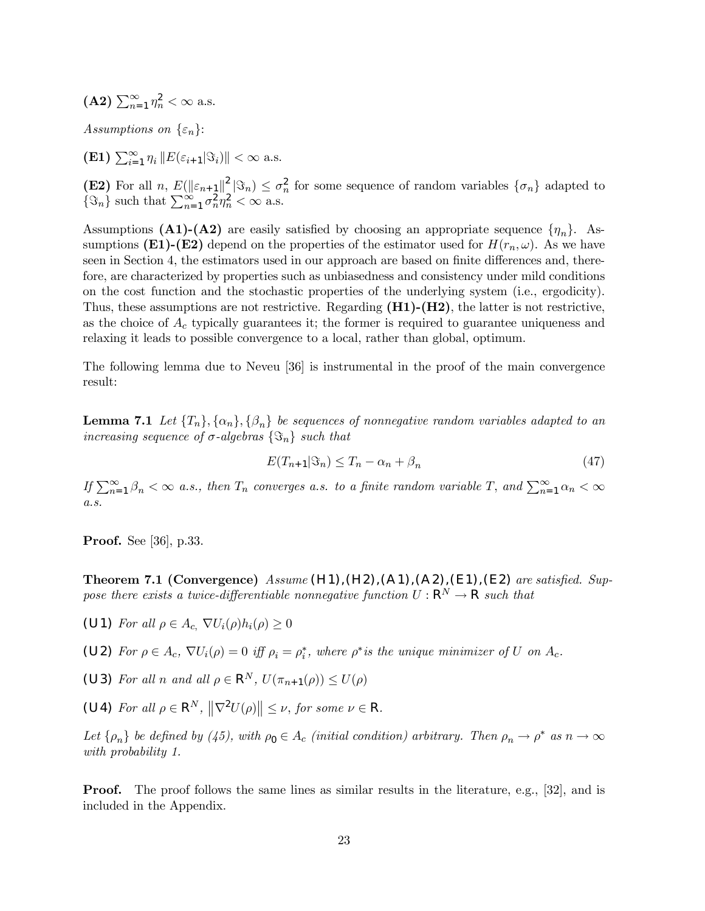**(A2)** $\sum_{n=1}^{\infty} \eta_n^2 < \infty$ a.s.

*Assumptions on* $\{\varepsilon_n\}$:

**(E1)** $\sum_{i=1}^{\infty} \eta_i \|E(\varepsilon_{i+1}|\Im_i)\| < \infty$ a.s.

**(E2)** For all $n$, $E(\|\varepsilon_{n+1}\|^2 |\Im_n) \leq \sigma_n^2$ for some sequence of random variables $\{\sigma_n\}$ adapted to $\{\Im_n\}$ such that $\sum_{n=1}^{\infty} \sigma_n^2 \eta_n^2 < \infty$ a.s.

Assumptions **(A1)-(A2)** are easily satisfied by choosing an appropriate sequence $\{\eta_n\}$. Assumptions **(E1)-(E2)** depend on the properties of the estimator used for $H(r_n, \omega)$. As we have seen in Section 4, the estimators used in our approach are based on finite differences and, therefore, are characterized by properties such as unbiasedness and consistency under mild conditions on the cost function and the stochastic properties of the underlying system (i.e., ergodicity). Thus, these assumptions are not restrictive. Regarding **(H1)-(H2)**, the latter is not restrictive, as the choice of $A_c$ typically guarantees it; the former is required to guarantee uniqueness and relaxing it leads to possible convergence to a local, rather than global, optimum.

The following lemma due to Neveu [36] is instrumental in the proof of the main convergence result:

**Lemma 7.1** *Let $\{T_n\}, \{\alpha_n\}, \{\beta_n\}$ be sequences of nonnegative random variables adapted to an increasing sequence of $\sigma$-algebras $\{\Im_n\}$ such that*

$$E(T_{n+1}|\Im_n) \leq T_n - \alpha_n + \beta_n \tag{47}$$

*If $\sum_{n=1}^{\infty} \beta_n < \infty$ a.s., then $T_n$ converges a.s. to a finite random variable $T$, and $\sum_{n=1}^{\infty} \alpha_n < \infty$ a.s.*

**Proof.** See [36], p.33.

**Theorem 7.1 (Convergence)** *Assume* **(H1),(H2),(A1),(A2),(E1),(E2)** *are satisfied. Suppose there exists a twice-differentiable nonnegative function $U : \mathbb{R}^N \to \mathbb{R}$ such that*

**(U1)** *For all $\rho \in A_c$, $\nabla U_i(\rho) h_i(\rho) \geq 0$*

**(U2)** *For $\rho \in A_c$, $\nabla U_i(\rho) = 0$ iff $\rho_i = \rho_i^*$, where $\rho^*$ is the unique minimizer of $U$ on $A_c$.*

**(U3)** *For all $n$ and all $\rho \in \mathbb{R}^N$, $U(\pi_{n+1}(\rho)) \leq U(\rho)$*

**(U4)** *For all $\rho \in \mathbb{R}^N$, $\|\nabla^2 U(\rho)\| \leq \nu$, for some $\nu \in \mathbb{R}$.*

*Let $\{\rho_n\}$ be defined by (45), with $\rho_0 \in A_c$ (initial condition) arbitrary. Then $\rho_n \to \rho^*$ as $n \to \infty$ with probability 1.*

**Proof.** The proof follows the same lines as similar results in the literature, e.g., [32], and is included in the Appendix.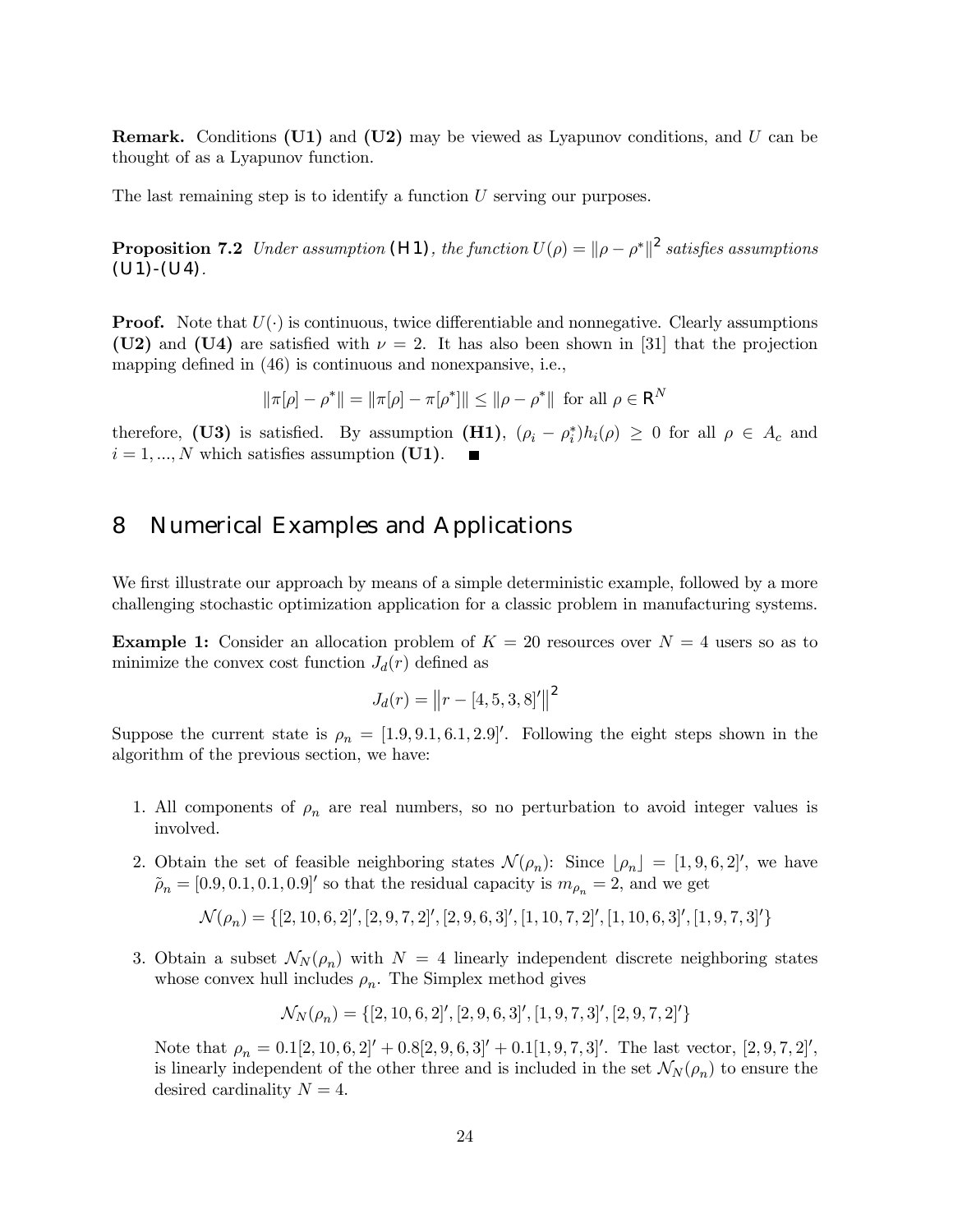**Remark.** Conditions **(U1)** and **(U2)** may be viewed as Lyapunov conditions, and $U$ can be thought of as a Lyapunov function.

The last remaining step is to identify a function $U$ serving our purposes.

**Proposition 7.2** *Under assumption* **(H1)**, *the function* $U(\rho) = \|\rho - \rho^*\|^2$ *satisfies assumptions* **(U1)-(U4)**.

**Proof.** Note that $U(\cdot)$ is continuous, twice differentiable and nonnegative. Clearly assumptions **(U2)** and **(U4)** are satisfied with $\nu = 2$. It has also been shown in [31] that the projection mapping defined in (46) is continuous and nonexpansive, i.e.,

$$\|\pi[\rho] - \rho^*\| = \|\pi[\rho] - \pi[\rho^*]\| \leq \|\rho - \rho^*\| \text{ for all } \rho \in \mathbb{R}^N$$

therefore, **(U3)** is satisfied. By assumption **(H1)**, $(\rho_i - \rho_i^*)h_i(\rho) \geq 0$ for all $\rho \in A_c$ and $i = 1, ..., N$ which satisfies assumption **(U1)**. ■

# 8 Numerical Examples and Applications

We first illustrate our approach by means of a simple deterministic example, followed by a more challenging stochastic optimization application for a classic problem in manufacturing systems.

**Example 1:** Consider an allocation problem of $K = 20$ resources over $N = 4$ users so as to minimize the convex cost function $J_d(r)$ defined as

$$J_d(r) = \left\| r - [4, 5, 3, 8]' \right\|^2$$

Suppose the current state is $\rho_n = [1.9, 9.1, 6.1, 2.9]'$. Following the eight steps shown in the algorithm of the previous section, we have:

1. All components of $\rho_n$ are real numbers, so no perturbation to avoid integer values is involved.
2. Obtain the set of feasible neighboring states $\mathcal{N}(\rho_n)$: Since $\lfloor \rho_n \rfloor = [1, 9, 6, 2]'$, we have $\tilde{\rho}_n = [0.9, 0.1, 0.1, 0.9]'$ so that the residual capacity is $m_{\rho_n} = 2$, and we get

$$\mathcal{N}(\rho_n) = \{[2, 10, 6, 2]', [2, 9, 7, 2]', [2, 9, 6, 3]', [1, 10, 7, 2]', [1, 10, 6, 3]', [1, 9, 7, 3]'\}$$

3. Obtain a subset $\mathcal{N}_N(\rho_n)$ with $N = 4$ linearly independent discrete neighboring states whose convex hull includes $\rho_n$. The Simplex method gives

$$\mathcal{N}_N(\rho_n) = \{[2, 10, 6, 2]', [2, 9, 6, 3]', [1, 9, 7, 3]', [2, 9, 7, 2]'\}$$

   Note that $\rho_n = 0.1[2, 10, 6, 2]' + 0.8[2, 9, 6, 3]' + 0.1[1, 9, 7, 3]'$. The last vector, $[2, 9, 7, 2]'$, is linearly independent of the other three and is included in the set $\mathcal{N}_N(\rho_n)$ to ensure the desired cardinality $N = 4$.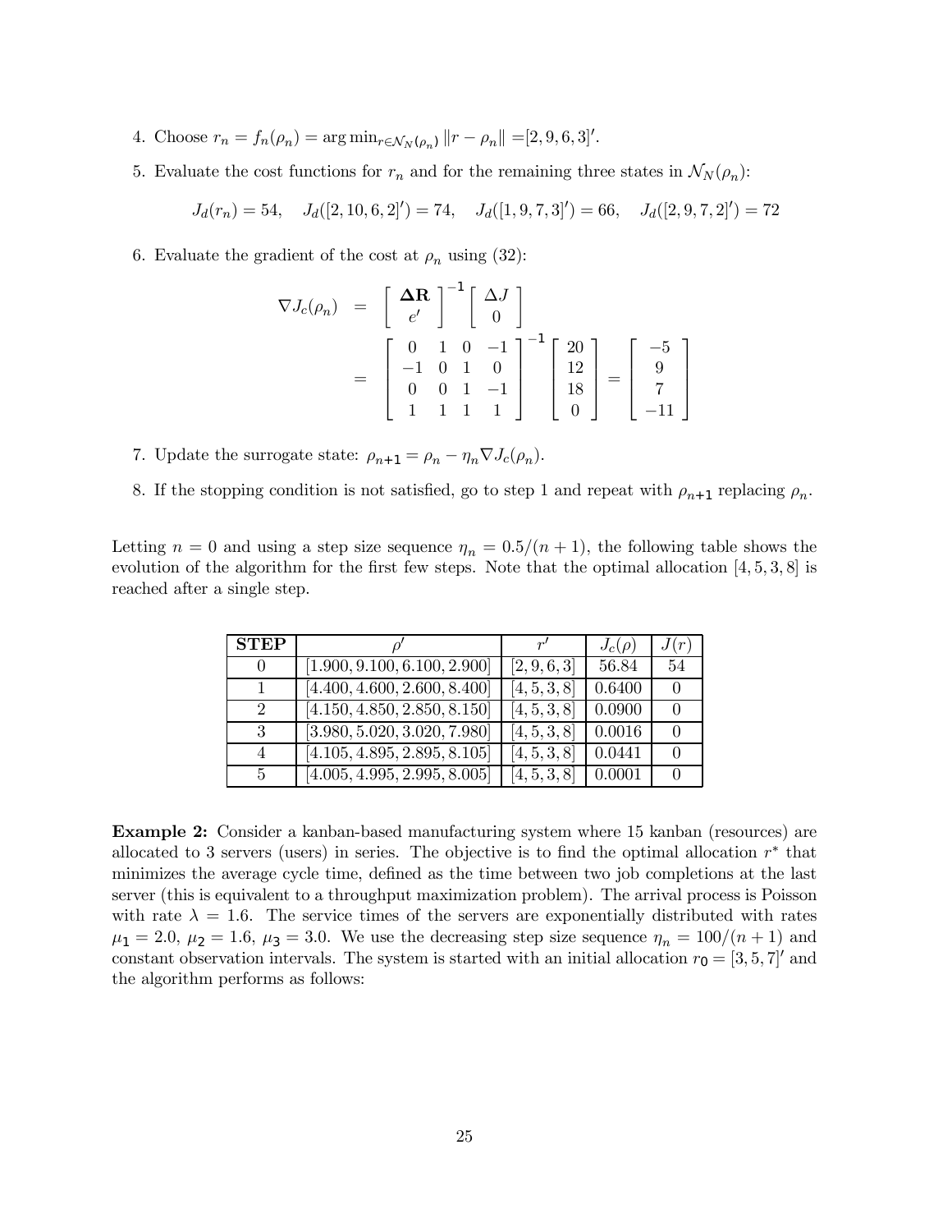4. Choose $r_n = f_n(\rho_n) = \arg\min_{r \in \mathcal{N}_N(\rho_n)} \|r - \rho_n\| = [2, 9, 6, 3]'$.

5. Evaluate the cost functions for $r_n$ and for the remaining three states in $\mathcal{N}_N(\rho_n)$:

$$J_d(r_n) = 54, \quad J_d([2, 10, 6, 2]') = 74, \quad J_d([1, 9, 7, 3]') = 66, \quad J_d([2, 9, 7, 2]') = 72$$

6. Evaluate the gradient of the cost at $\rho_n$ using (32):

$$\nabla J_c(\rho_n) = \begin{bmatrix} \mathbf{\Delta R} \\ e' \end{bmatrix}^{-1} \begin{bmatrix} \Delta J \\ 0 \end{bmatrix} = \begin{bmatrix} 0 & 1 & 0 & -1 \\ -1 & 0 & 1 & 0 \\ 0 & 0 & 1 & -1 \\ 1 & 1 & 1 & 1 \end{bmatrix}^{-1} \begin{bmatrix} 20 \\ 12 \\ 18 \\ 0 \end{bmatrix} = \begin{bmatrix} -5 \\ 9 \\ 7 \\ -11 \end{bmatrix}$$

7. Update the surrogate state: $\rho_{n+1} = \rho_n - \eta_n \nabla J_c(\rho_n)$.

8. If the stopping condition is not satisfied, go to step 1 and repeat with $\rho_{n+1}$ replacing $\rho_n$.

Letting $n = 0$ and using a step size sequence $\eta_n = 0.5/(n + 1)$, the following table shows the evolution of the algorithm for the first few steps. Note that the optimal allocation $[4, 5, 3, 8]$ is reached after a single step.

| **STEP** | $\rho'$ | $r'$ | $J_c(\rho)$ | $J(r)$ |
|---|---|---|---|---|
| 0 | $[1.900, 9.100, 6.100, 2.900]$ | $[2, 9, 6, 3]$ | 56.84 | 54 |
| 1 | $[4.400, 4.600, 2.600, 8.400]$ | $[4, 5, 3, 8]$ | 0.6400 | 0 |
| 2 | $[4.150, 4.850, 2.850, 8.150]$ | $[4, 5, 3, 8]$ | 0.0900 | 0 |
| 3 | $[3.980, 5.020, 3.020, 7.980]$ | $[4, 5, 3, 8]$ | 0.0016 | 0 |
| 4 | $[4.105, 4.895, 2.895, 8.105]$ | $[4, 5, 3, 8]$ | 0.0441 | 0 |
| 5 | $[4.005, 4.995, 2.995, 8.005]$ | $[4, 5, 3, 8]$ | 0.0001 | 0 |

**Example 2:** Consider a kanban-based manufacturing system where 15 kanban (resources) are allocated to 3 servers (users) in series. The objective is to find the optimal allocation $r^*$ that minimizes the average cycle time, defined as the time between two job completions at the last server (this is equivalent to a throughput maximization problem). The arrival process is Poisson with rate $\lambda = 1.6$. The service times of the servers are exponentially distributed with rates $\mu_1 = 2.0$, $\mu_2 = 1.6$, $\mu_3 = 3.0$. We use the decreasing step size sequence $\eta_n = 100/(n + 1)$ and constant observation intervals. The system is started with an initial allocation $r_0 = [3, 5, 7]'$ and the algorithm performs as follows: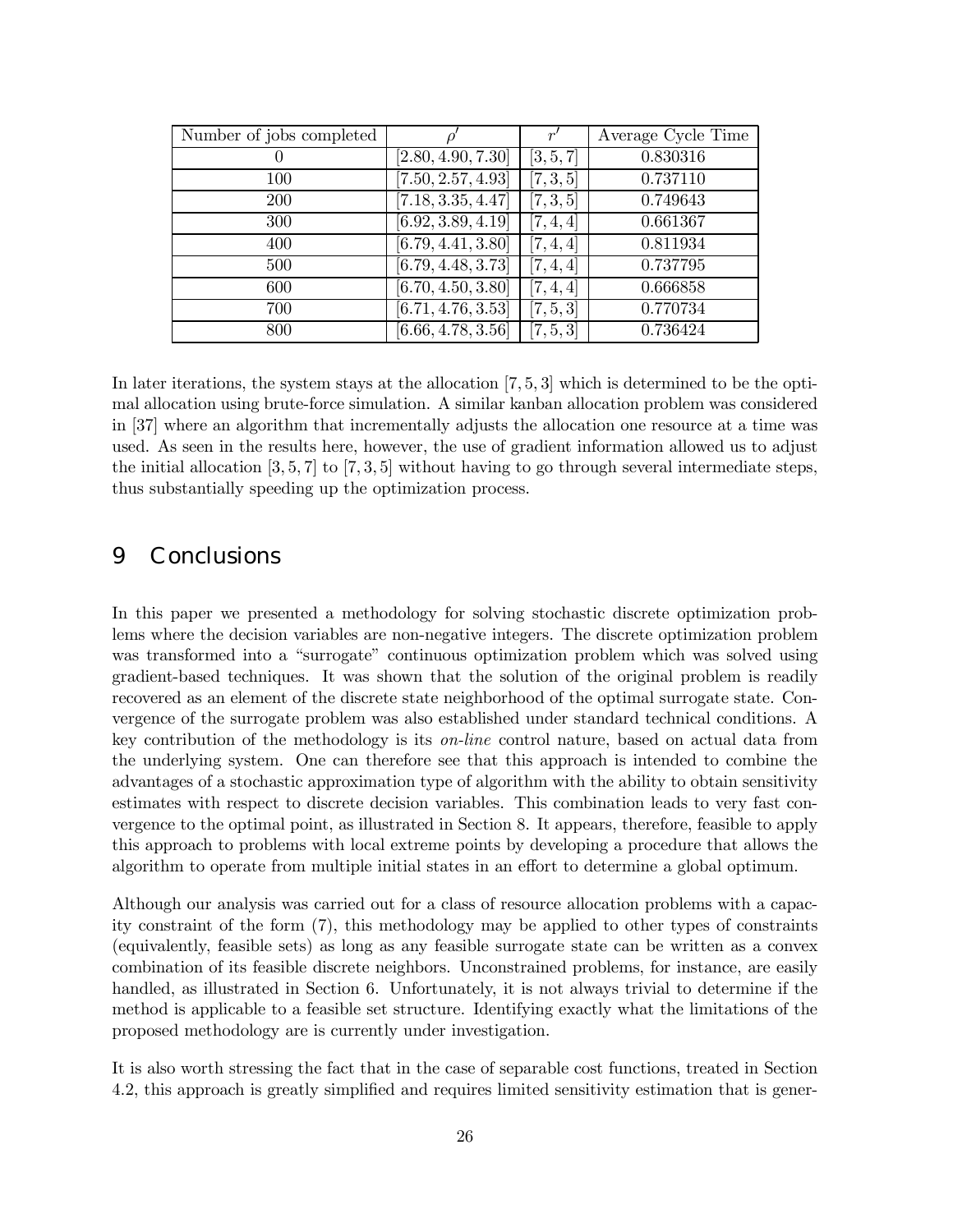| Number of jobs completed | $\rho'$ | $r'$ | Average Cycle Time |
|---|---|---|---|
| 0 | $[2.80, 4.90, 7.30]$ | $[3, 5, 7]$ | 0.830316 |
| 100 | $[7.50, 2.57, 4.93]$ | $[7, 3, 5]$ | 0.737110 |
| 200 | $[7.18, 3.35, 4.47]$ | $[7, 3, 5]$ | 0.749643 |
| 300 | $[6.92, 3.89, 4.19]$ | $[7, 4, 4]$ | 0.661367 |
| 400 | $[6.79, 4.41, 3.80]$ | $[7, 4, 4]$ | 0.811934 |
| 500 | $[6.79, 4.48, 3.73]$ | $[7, 4, 4]$ | 0.737795 |
| 600 | $[6.70, 4.50, 3.80]$ | $[7, 4, 4]$ | 0.666858 |
| 700 | $[6.71, 4.76, 3.53]$ | $[7, 5, 3]$ | 0.770734 |
| 800 | $[6.66, 4.78, 3.56]$ | $[7, 5, 3]$ | 0.736424 |

In later iterations, the system stays at the allocation $[7, 5, 3]$ which is determined to be the optimal allocation using brute-force simulation. A similar kanban allocation problem was considered in [37] where an algorithm that incrementally adjusts the allocation one resource at a time was used. As seen in the results here, however, the use of gradient information allowed us to adjust the initial allocation $[3, 5, 7]$ to $[7, 3, 5]$ without having to go through several intermediate steps, thus substantially speeding up the optimization process.

# 9 Conclusions

In this paper we presented a methodology for solving stochastic discrete optimization problems where the decision variables are non-negative integers. The discrete optimization problem was transformed into a "surrogate" continuous optimization problem which was solved using gradient-based techniques. It was shown that the solution of the original problem is readily recovered as an element of the discrete state neighborhood of the optimal surrogate state. Convergence of the surrogate problem was also established under standard technical conditions. A key contribution of the methodology is its *on-line* control nature, based on actual data from the underlying system. One can therefore see that this approach is intended to combine the advantages of a stochastic approximation type of algorithm with the ability to obtain sensitivity estimates with respect to discrete decision variables. This combination leads to very fast convergence to the optimal point, as illustrated in Section 8. It appears, therefore, feasible to apply this approach to problems with local extreme points by developing a procedure that allows the algorithm to operate from multiple initial states in an effort to determine a global optimum.

Although our analysis was carried out for a class of resource allocation problems with a capacity constraint of the form (7), this methodology may be applied to other types of constraints (equivalently, feasible sets) as long as any feasible surrogate state can be written as a convex combination of its feasible discrete neighbors. Unconstrained problems, for instance, are easily handled, as illustrated in Section 6. Unfortunately, it is not always trivial to determine if the method is applicable to a feasible set structure. Identifying exactly what the limitations of the proposed methodology are is currently under investigation.

It is also worth stressing the fact that in the case of separable cost functions, treated in Section 4.2, this approach is greatly simplified and requires limited sensitivity estimation that is gener-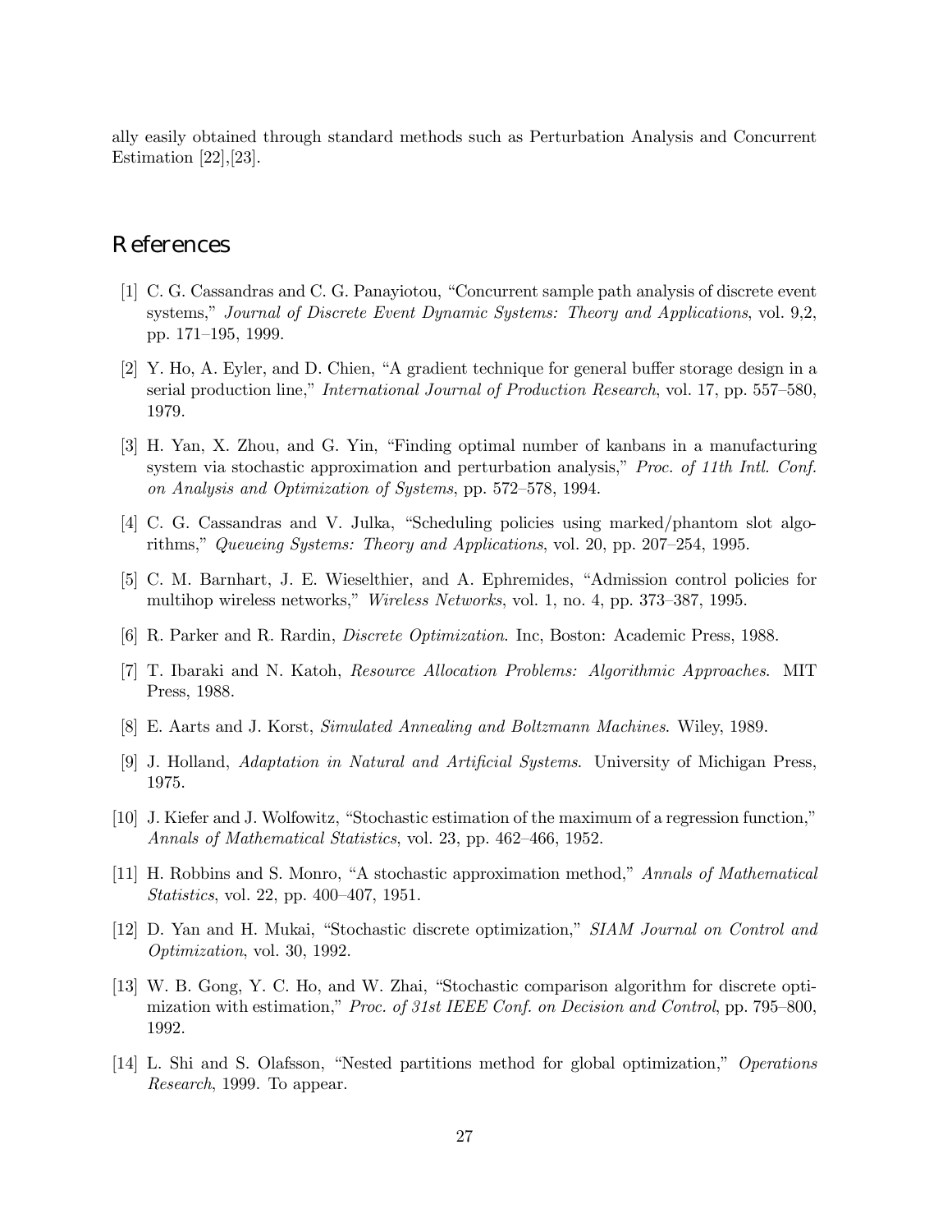ally easily obtained through standard methods such as Perturbation Analysis and Concurrent Estimation [22],[23].

# References

[1] C. G. Cassandras and C. G. Panayiotou, "Concurrent sample path analysis of discrete event systems," *Journal of Discrete Event Dynamic Systems: Theory and Applications*, vol. 9,2, pp. 171–195, 1999.

[2] Y. Ho, A. Eyler, and D. Chien, "A gradient technique for general buffer storage design in a serial production line," *International Journal of Production Research*, vol. 17, pp. 557–580, 1979.

[3] H. Yan, X. Zhou, and G. Yin, "Finding optimal number of kanbans in a manufacturing system via stochastic approximation and perturbation analysis," *Proc. of 11th Intl. Conf. on Analysis and Optimization of Systems*, pp. 572–578, 1994.

[4] C. G. Cassandras and V. Julka, "Scheduling policies using marked/phantom slot algorithms," *Queueing Systems: Theory and Applications*, vol. 20, pp. 207–254, 1995.

[5] C. M. Barnhart, J. E. Wieselthier, and A. Ephremides, "Admission control policies for multihop wireless networks," *Wireless Networks*, vol. 1, no. 4, pp. 373–387, 1995.

[6] R. Parker and R. Rardin, *Discrete Optimization*. Inc, Boston: Academic Press, 1988.

[7] T. Ibaraki and N. Katoh, *Resource Allocation Problems: Algorithmic Approaches*. MIT Press, 1988.

[8] E. Aarts and J. Korst, *Simulated Annealing and Boltzmann Machines*. Wiley, 1989.

[9] J. Holland, *Adaptation in Natural and Artificial Systems*. University of Michigan Press, 1975.

[10] J. Kiefer and J. Wolfowitz, "Stochastic estimation of the maximum of a regression function," *Annals of Mathematical Statistics*, vol. 23, pp. 462–466, 1952.

[11] H. Robbins and S. Monro, "A stochastic approximation method," *Annals of Mathematical Statistics*, vol. 22, pp. 400–407, 1951.

[12] D. Yan and H. Mukai, "Stochastic discrete optimization," *SIAM Journal on Control and Optimization*, vol. 30, 1992.

[13] W. B. Gong, Y. C. Ho, and W. Zhai, "Stochastic comparison algorithm for discrete optimization with estimation," *Proc. of 31st IEEE Conf. on Decision and Control*, pp. 795–800, 1992.

[14] L. Shi and S. Olafsson, "Nested partitions method for global optimization," *Operations Research*, 1999. To appear.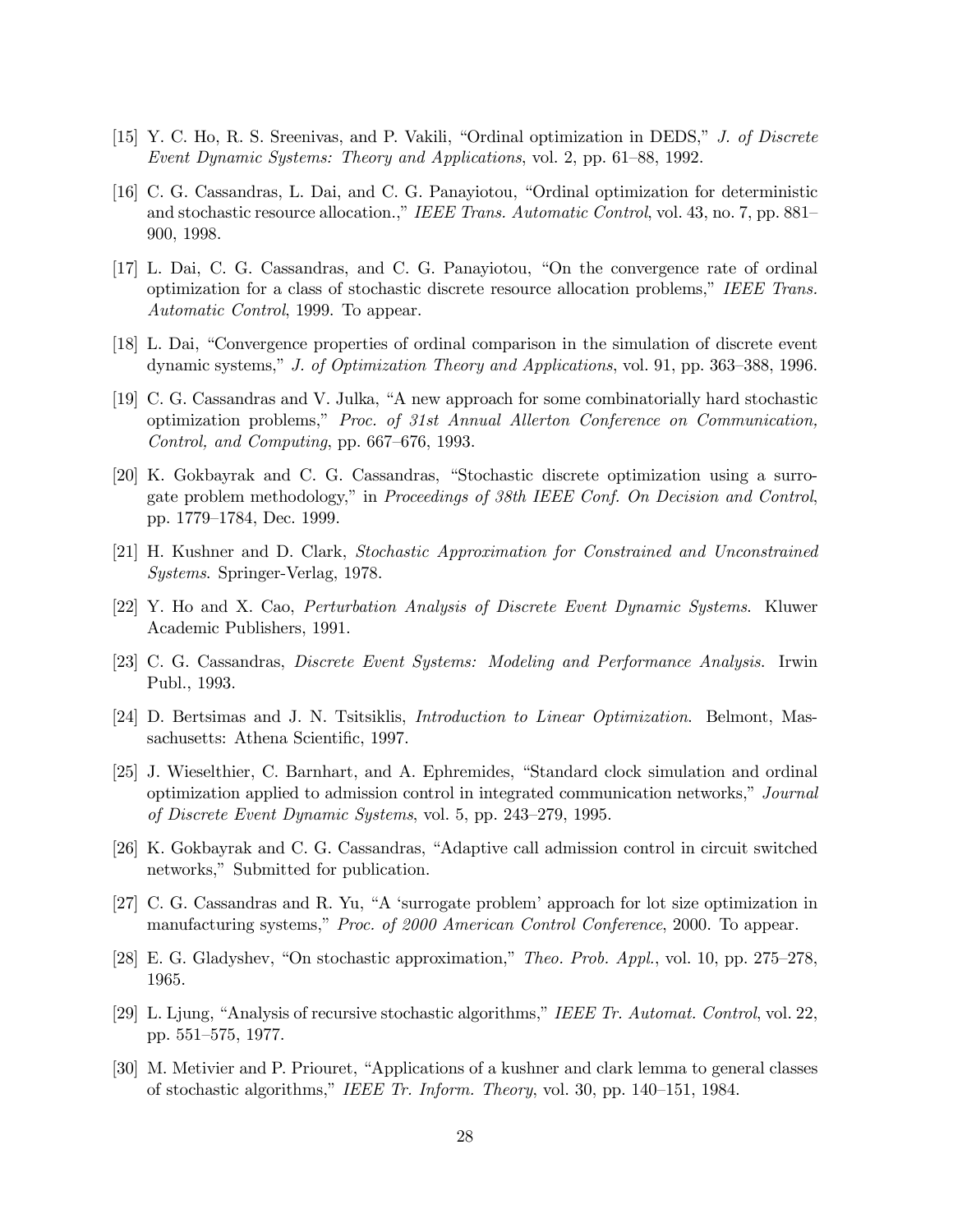[15] Y. C. Ho, R. S. Sreenivas, and P. Vakili, "Ordinal optimization in DEDS," *J. of Discrete Event Dynamic Systems: Theory and Applications*, vol. 2, pp. 61–88, 1992.

[16] C. G. Cassandras, L. Dai, and C. G. Panayiotou, "Ordinal optimization for deterministic and stochastic resource allocation.," *IEEE Trans. Automatic Control*, vol. 43, no. 7, pp. 881–900, 1998.

[17] L. Dai, C. G. Cassandras, and C. G. Panayiotou, "On the convergence rate of ordinal optimization for a class of stochastic discrete resource allocation problems," *IEEE Trans. Automatic Control*, 1999. To appear.

[18] L. Dai, "Convergence properties of ordinal comparison in the simulation of discrete event dynamic systems," *J. of Optimization Theory and Applications*, vol. 91, pp. 363–388, 1996.

[19] C. G. Cassandras and V. Julka, "A new approach for some combinatorially hard stochastic optimization problems," *Proc. of 31st Annual Allerton Conference on Communication, Control, and Computing*, pp. 667–676, 1993.

[20] K. Gokbayrak and C. G. Cassandras, "Stochastic discrete optimization using a surrogate problem methodology," in *Proceedings of 38th IEEE Conf. On Decision and Control*, pp. 1779–1784, Dec. 1999.

[21] H. Kushner and D. Clark, *Stochastic Approximation for Constrained and Unconstrained Systems*. Springer-Verlag, 1978.

[22] Y. Ho and X. Cao, *Perturbation Analysis of Discrete Event Dynamic Systems*. Kluwer Academic Publishers, 1991.

[23] C. G. Cassandras, *Discrete Event Systems: Modeling and Performance Analysis*. Irwin Publ., 1993.

[24] D. Bertsimas and J. N. Tsitsiklis, *Introduction to Linear Optimization*. Belmont, Massachusetts: Athena Scientific, 1997.

[25] J. Wieselthier, C. Barnhart, and A. Ephremides, "Standard clock simulation and ordinal optimization applied to admission control in integrated communication networks," *Journal of Discrete Event Dynamic Systems*, vol. 5, pp. 243–279, 1995.

[26] K. Gokbayrak and C. G. Cassandras, "Adaptive call admission control in circuit switched networks," Submitted for publication.

[27] C. G. Cassandras and R. Yu, "A 'surrogate problem' approach for lot size optimization in manufacturing systems," *Proc. of 2000 American Control Conference*, 2000. To appear.

[28] E. G. Gladyshev, "On stochastic approximation," *Theo. Prob. Appl.*, vol. 10, pp. 275–278, 1965.

[29] L. Ljung, "Analysis of recursive stochastic algorithms," *IEEE Tr. Automat. Control*, vol. 22, pp. 551–575, 1977.

[30] M. Metivier and P. Priouret, "Applications of a kushner and clark lemma to general classes of stochastic algorithms," *IEEE Tr. Inform. Theory*, vol. 30, pp. 140–151, 1984.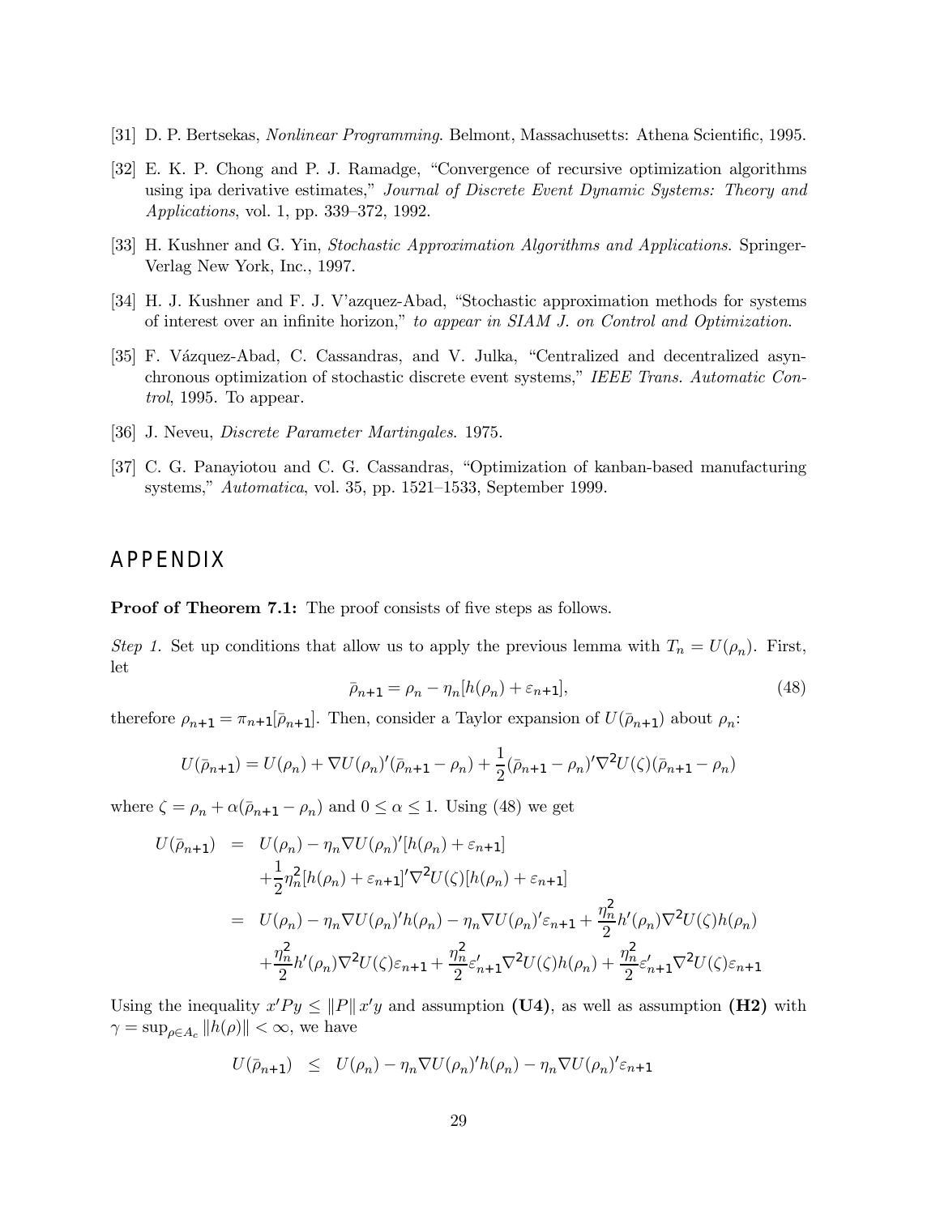[31] D. P. Bertsekas, *Nonlinear Programming*. Belmont, Massachusetts: Athena Scientific, 1995.

[32] E. K. P. Chong and P. J. Ramadge, "Convergence of recursive optimization algorithms using ipa derivative estimates," *Journal of Discrete Event Dynamic Systems: Theory and Applications*, vol. 1, pp. 339–372, 1992.

[33] H. Kushner and G. Yin, *Stochastic Approximation Algorithms and Applications*. Springer-Verlag New York, Inc., 1997.

[34] H. J. Kushner and F. J. V'azquez-Abad, "Stochastic approximation methods for systems of interest over an infinite horizon," *to appear in SIAM J. on Control and Optimization*.

[35] F. Vázquez-Abad, C. Cassandras, and V. Julka, "Centralized and decentralized asynchronous optimization of stochastic discrete event systems," *IEEE Trans. Automatic Control*, 1995. To appear.

[36] J. Neveu, *Discrete Parameter Martingales*. 1975.

[37] C. G. Panayiotou and C. G. Cassandras, "Optimization of kanban-based manufacturing systems," *Automatica*, vol. 35, pp. 1521–1533, September 1999.

## APPENDIX

**Proof of Theorem 7.1:** The proof consists of five steps as follows.

*Step 1.* Set up conditions that allow us to apply the previous lemma with $T_n = U(\rho_n)$. First, let

$$\bar{\rho}_{n+1} = \rho_n - \eta_n[h(\rho_n) + \varepsilon_{n+1}], \tag{48}$$

therefore $\rho_{n+1} = \pi_{n+1}[\bar{\rho}_{n+1}]$. Then, consider a Taylor expansion of $U(\bar{\rho}_{n+1})$ about $\rho_n$:

$$U(\bar{\rho}_{n+1}) = U(\rho_n) + \nabla U(\rho_n)'(\bar{\rho}_{n+1} - \rho_n) + \frac{1}{2}(\bar{\rho}_{n+1} - \rho_n)'\nabla^2 U(\zeta)(\bar{\rho}_{n+1} - \rho_n)$$

where $\zeta = \rho_n + \alpha(\bar{\rho}_{n+1} - \rho_n)$ and $0 \le \alpha \le 1$. Using (48) we get

$$\begin{aligned}
U(\bar{\rho}_{n+1}) &= U(\rho_n) - \eta_n \nabla U(\rho_n)'[h(\rho_n) + \varepsilon_{n+1}] \\
&\quad + \frac{1}{2}\eta_n^2[h(\rho_n) + \varepsilon_{n+1}]'\nabla^2 U(\zeta)[h(\rho_n) + \varepsilon_{n+1}] \\
&= U(\rho_n) - \eta_n \nabla U(\rho_n)'h(\rho_n) - \eta_n \nabla U(\rho_n)'\varepsilon_{n+1} + \frac{\eta_n^2}{2}h'(\rho_n)\nabla^2 U(\zeta)h(\rho_n) \\
&\quad + \frac{\eta_n^2}{2}h'(\rho_n)\nabla^2 U(\zeta)\varepsilon_{n+1} + \frac{\eta_n^2}{2}\varepsilon_{n+1}'\nabla^2 U(\zeta)h(\rho_n) + \frac{\eta_n^2}{2}\varepsilon_{n+1}'\nabla^2 U(\zeta)\varepsilon_{n+1}
\end{aligned}$$

Using the inequality $x'Py \le \|P\|\, x'y$ and assumption **(U4)**, as well as assumption **(H2)** with $\gamma = \sup_{\rho \in A_c} \|h(\rho)\| < \infty$, we have

$$U(\bar{\rho}_{n+1}) \;\; \le \;\; U(\rho_n) - \eta_n \nabla U(\rho_n)'h(\rho_n) - \eta_n \nabla U(\rho_n)'\varepsilon_{n+1}$$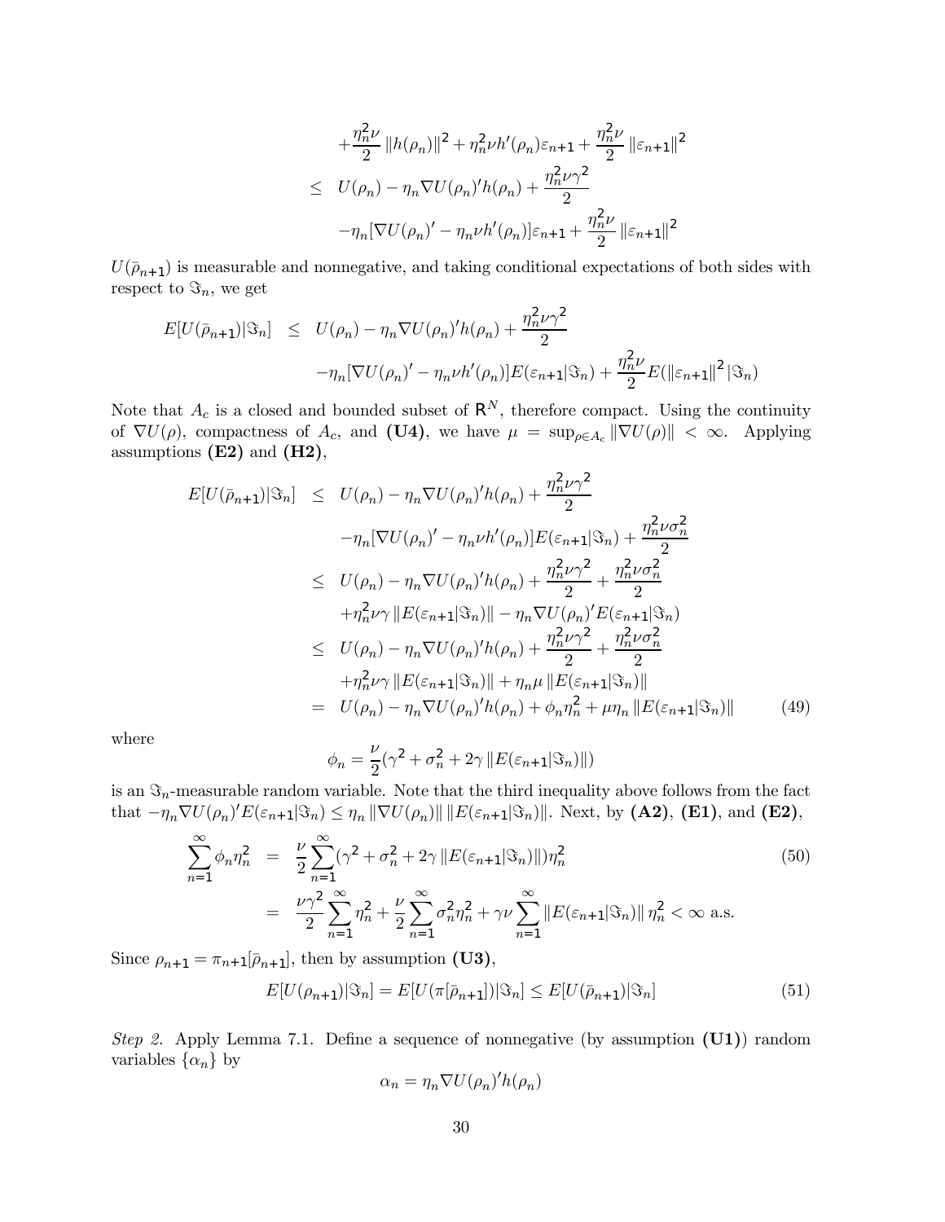$$
\begin{aligned}
&+\frac{\eta_n^2\nu}{2}\|h(\rho_n)\|^2+\eta_n^2\nu h'(\rho_n)\varepsilon_{n+1}+\frac{\eta_n^2\nu}{2}\|\varepsilon_{n+1}\|^2\\
\leq\;& U(\rho_n)-\eta_n\nabla U(\rho_n)'h(\rho_n)+\frac{\eta_n^2\nu\gamma^2}{2}\\
&-\eta_n[\nabla U(\rho_n)'-\eta_n\nu h'(\rho_n)]\varepsilon_{n+1}+\frac{\eta_n^2\nu}{2}\|\varepsilon_{n+1}\|^2
\end{aligned}
$$

$U(\bar{\rho}_{n+1})$ is measurable and nonnegative, and taking conditional expectations of both sides with respect to $\Im_n$, we get

$$
\begin{aligned}
E[U(\bar{\rho}_{n+1})|\Im_n] \;\leq\;& U(\rho_n)-\eta_n\nabla U(\rho_n)'h(\rho_n)+\frac{\eta_n^2\nu\gamma^2}{2}\\
&-\eta_n[\nabla U(\rho_n)'-\eta_n\nu h'(\rho_n)]E(\varepsilon_{n+1}|\Im_n)+\frac{\eta_n^2\nu}{2}E(\|\varepsilon_{n+1}\|^2|\Im_n)
\end{aligned}
$$

Note that $A_c$ is a closed and bounded subset of $\mathsf{R}^N$, therefore compact. Using the continuity of $\nabla U(\rho)$, compactness of $A_c$, and **(U4)**, we have $\mu=\sup_{\rho\in A_c}\|\nabla U(\rho)\|<\infty$. Applying assumptions **(E2)** and **(H2)**,

$$
\begin{aligned}
E[U(\bar{\rho}_{n+1})|\Im_n] \;\leq\;& U(\rho_n)-\eta_n\nabla U(\rho_n)'h(\rho_n)+\frac{\eta_n^2\nu\gamma^2}{2}\\
&-\eta_n[\nabla U(\rho_n)'-\eta_n\nu h'(\rho_n)]E(\varepsilon_{n+1}|\Im_n)+\frac{\eta_n^2\nu\sigma_n^2}{2}\\
\leq\;& U(\rho_n)-\eta_n\nabla U(\rho_n)'h(\rho_n)+\frac{\eta_n^2\nu\gamma^2}{2}+\frac{\eta_n^2\nu\sigma_n^2}{2}\\
&+\eta_n^2\nu\gamma\|E(\varepsilon_{n+1}|\Im_n)\|-\eta_n\nabla U(\rho_n)'E(\varepsilon_{n+1}|\Im_n)\\
\leq\;& U(\rho_n)-\eta_n\nabla U(\rho_n)'h(\rho_n)+\frac{\eta_n^2\nu\gamma^2}{2}+\frac{\eta_n^2\nu\sigma_n^2}{2}\\
&+\eta_n^2\nu\gamma\|E(\varepsilon_{n+1}|\Im_n)\|+\eta_n\mu\|E(\varepsilon_{n+1}|\Im_n)\|\\
=\;& U(\rho_n)-\eta_n\nabla U(\rho_n)'h(\rho_n)+\phi_n\eta_n^2+\mu\eta_n\|E(\varepsilon_{n+1}|\Im_n)\| \qquad (49)
\end{aligned}
$$

where

$$
\phi_n=\frac{\nu}{2}(\gamma^2+\sigma_n^2+2\gamma\|E(\varepsilon_{n+1}|\Im_n)\|)
$$

is an $\Im_n$-measurable random variable. Note that the third inequality above follows from the fact that $-\eta_n\nabla U(\rho_n)'E(\varepsilon_{n+1}|\Im_n)\leq\eta_n\|\nabla U(\rho_n)\|\,\|E(\varepsilon_{n+1}|\Im_n)\|$. Next, by **(A2)**, **(E1)**, and **(E2)**,

$$
\begin{aligned}
\sum_{n=1}^{\infty}\phi_n\eta_n^2 \;=\;& \frac{\nu}{2}\sum_{n=1}^{\infty}(\gamma^2+\sigma_n^2+2\gamma\|E(\varepsilon_{n+1}|\Im_n)\|)\eta_n^2 \qquad (50)\\
=\;& \frac{\nu\gamma^2}{2}\sum_{n=1}^{\infty}\eta_n^2+\frac{\nu}{2}\sum_{n=1}^{\infty}\sigma_n^2\eta_n^2+\gamma\nu\sum_{n=1}^{\infty}\|E(\varepsilon_{n+1}|\Im_n)\|\,\eta_n^2<\infty \text{ a.s.}
\end{aligned}
$$

Since $\rho_{n+1}=\pi_{n+1}[\bar{\rho}_{n+1}]$, then by assumption **(U3)**,

$$
E[U(\rho_{n+1})|\Im_n]=E[U(\pi[\bar{\rho}_{n+1}])|\Im_n]\leq E[U(\bar{\rho}_{n+1})|\Im_n] \qquad (51)
$$

*Step 2.* Apply Lemma 7.1. Define a sequence of nonnegative (by assumption **(U1)**) random variables $\{\alpha_n\}$ by

$$
\alpha_n=\eta_n\nabla U(\rho_n)'h(\rho_n)
$$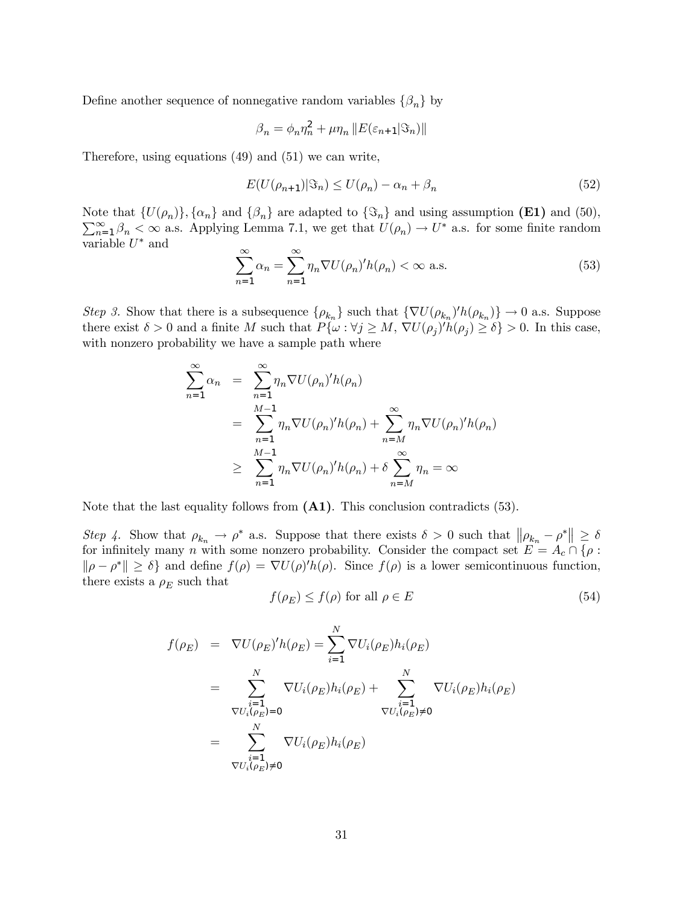Define another sequence of nonnegative random variables $\{\beta_n\}$ by

$$\beta_n = \phi_n \eta_n^2 + \mu \eta_n \left\| E(\varepsilon_{n+1} | \Im_n) \right\|$$

Therefore, using equations (49) and (51) we can write,

$$E(U(\rho_{n+1})|\Im_n) \leq U(\rho_n) - \alpha_n + \beta_n \tag{52}$$

Note that $\{U(\rho_n)\}, \{\alpha_n\}$ and $\{\beta_n\}$ are adapted to $\{\Im_n\}$ and using assumption **(E1)** and (50), $\sum_{n=1}^{\infty} \beta_n < \infty$ a.s. Applying Lemma 7.1, we get that $U(\rho_n) \to U^*$ a.s. for some finite random variable $U^*$ and

$$\sum_{n=1}^{\infty} \alpha_n = \sum_{n=1}^{\infty} \eta_n \nabla U(\rho_n)' h(\rho_n) < \infty \text{ a.s.} \tag{53}$$

*Step 3.* Show that there is a subsequence $\{\rho_{k_n}\}$ such that $\{\nabla U(\rho_{k_n})' h(\rho_{k_n})\} \to 0$ a.s. Suppose there exist $\delta > 0$ and a finite $M$ such that $P\{\omega : \forall j \geq M, \nabla U(\rho_j)' h(\rho_j) \geq \delta\} > 0$. In this case, with nonzero probability we have a sample path where

$$\begin{aligned}
\sum_{n=1}^{\infty} \alpha_n &= \sum_{n=1}^{\infty} \eta_n \nabla U(\rho_n)' h(\rho_n) \\
&= \sum_{n=1}^{M-1} \eta_n \nabla U(\rho_n)' h(\rho_n) + \sum_{n=M}^{\infty} \eta_n \nabla U(\rho_n)' h(\rho_n) \\
&\geq \sum_{n=1}^{M-1} \eta_n \nabla U(\rho_n)' h(\rho_n) + \delta \sum_{n=M}^{\infty} \eta_n = \infty
\end{aligned}$$

Note that the last equality follows from **(A1)**. This conclusion contradicts (53).

*Step 4.* Show that $\rho_{k_n} \to \rho^*$ a.s. Suppose that there exists $\delta > 0$ such that $\left\| \rho_{k_n} - \rho^* \right\| \geq \delta$ for infinitely many $n$ with some nonzero probability. Consider the compact set $E = A_c \cap \{\rho : \|\rho - \rho^*\| \geq \delta\}$ and define $f(\rho) = \nabla U(\rho)' h(\rho)$. Since $f(\rho)$ is a lower semicontinuous function, there exists a $\rho_E$ such that

$$f(\rho_E) \leq f(\rho) \text{ for all } \rho \in E \tag{54}$$

$$\begin{aligned}
f(\rho_E) &= \nabla U(\rho_E)' h(\rho_E) = \sum_{i=1}^{N} \nabla U_i(\rho_E) h_i(\rho_E) \\
&= \sum_{\substack{i=1 \\ \nabla U_i(\rho_E) = 0}}^{N} \nabla U_i(\rho_E) h_i(\rho_E) + \sum_{\substack{i=1 \\ \nabla U_i(\rho_E) \neq 0}}^{N} \nabla U_i(\rho_E) h_i(\rho_E) \\
&= \sum_{\substack{i=1 \\ \nabla U_i(\rho_E) \neq 0}}^{N} \nabla U_i(\rho_E) h_i(\rho_E)
\end{aligned}$$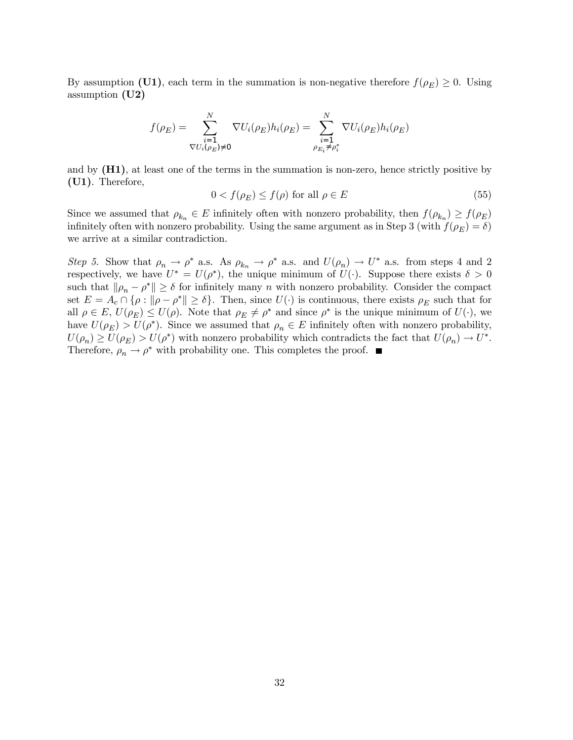By assumption **(U1)**, each term in the summation is non-negative therefore $f(\rho_E) \geq 0$. Using assumption **(U2)**

$$f(\rho_E) = \sum_{\substack{i=1 \\ \nabla U_i(\rho_E) \neq 0}}^{N} \nabla U_i(\rho_E) h_i(\rho_E) = \sum_{\substack{i=1 \\ \rho_{E_i} \neq \rho_i^*}}^{N} \nabla U_i(\rho_E) h_i(\rho_E)$$

and by **(H1)**, at least one of the terms in the summation is non-zero, hence strictly positive by **(U1)**. Therefore,

$$0 < f(\rho_E) \leq f(\rho) \text{ for all } \rho \in E \tag{55}$$

Since we assumed that $\rho_{k_n} \in E$ infinitely often with nonzero probability, then $f(\rho_{k_n}) \geq f(\rho_E)$ infinitely often with nonzero probability. Using the same argument as in Step 3 (with $f(\rho_E) = \delta$) we arrive at a similar contradiction.

*Step 5.* Show that $\rho_n \to \rho^*$ a.s. As $\rho_{k_n} \to \rho^*$ a.s. and $U(\rho_n) \to U^*$ a.s. from steps 4 and 2 respectively, we have $U^* = U(\rho^*)$, the unique minimum of $U(\cdot)$. Suppose there exists $\delta > 0$ such that $\|\rho_n - \rho^*\| \geq \delta$ for infinitely many $n$ with nonzero probability. Consider the compact set $E = A_c \cap \{\rho : \|\rho - \rho^*\| \geq \delta\}$. Then, since $U(\cdot)$ is continuous, there exists $\rho_E$ such that for all $\rho \in E$, $U(\rho_E) \leq U(\rho)$. Note that $\rho_E \neq \rho^*$ and since $\rho^*$ is the unique minimum of $U(\cdot)$, we have $U(\rho_E) > U(\rho^*)$. Since we assumed that $\rho_n \in E$ infinitely often with nonzero probability, $U(\rho_n) \geq U(\rho_E) > U(\rho^*)$ with nonzero probability which contradicts the fact that $U(\rho_n) \to U^*$. Therefore, $\rho_n \to \rho^*$ with probability one. This completes the proof. ■